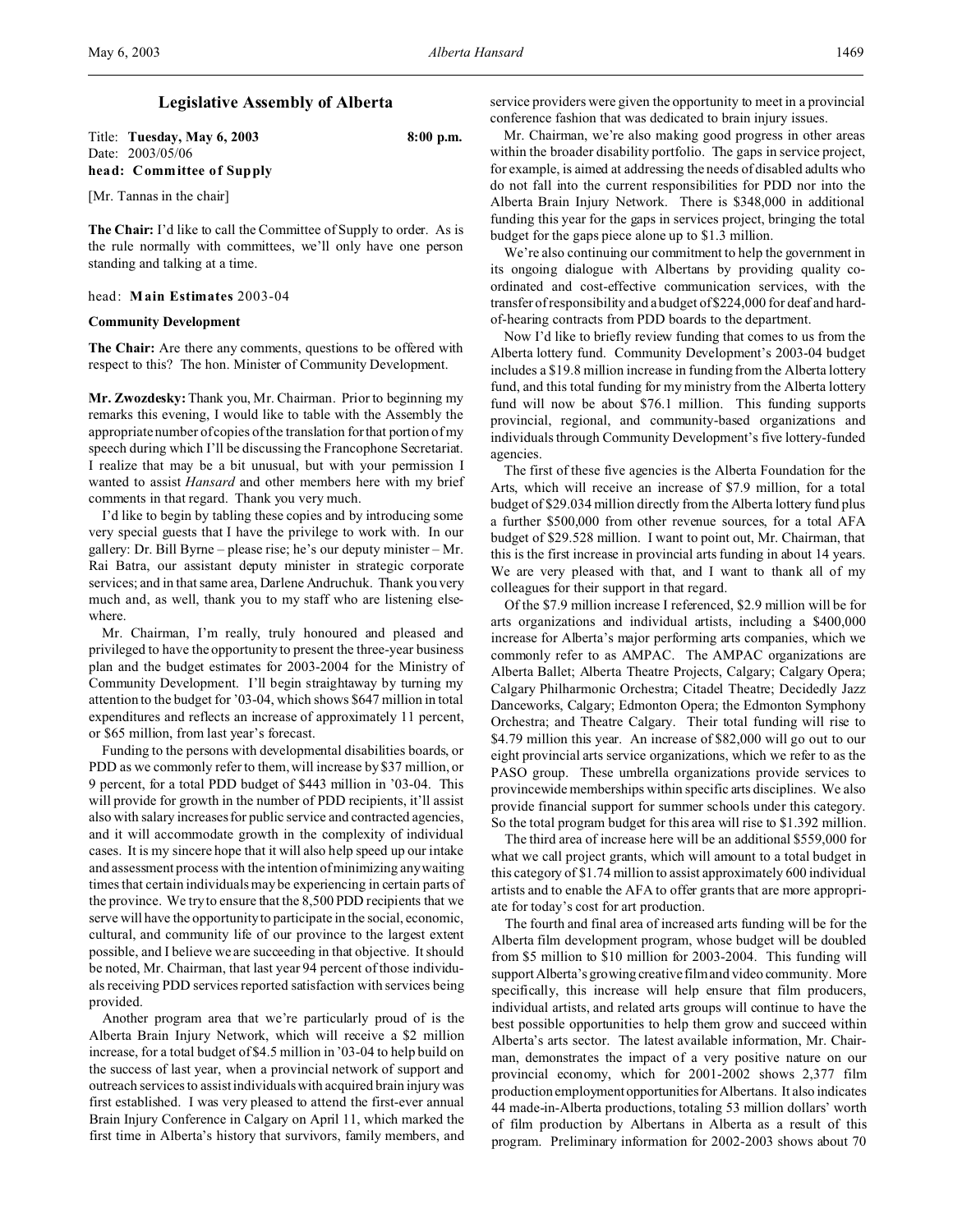# Legislative Assembly of Alberta

Title: **Tuesday, May 6, 2003** **8:00 p.m.**
Date: 2003/05/06
**head: Committee of Supply**

[Mr. Tannas in the chair]

**The Chair:** I'd like to call the Committee of Supply to order. As is the rule normally with committees, we'll only have one person standing and talking at a time.

head: **Main Estimates** 2003-04

**Community Development**

**The Chair:** Are there any comments, questions to be offered with respect to this? The hon. Minister of Community Development.

**Mr. Zwozdesky:** Thank you, Mr. Chairman. Prior to beginning my remarks this evening, I would like to table with the Assembly the appropriate number of copies of the translation for that portion of my speech during which I'll be discussing the Francophone Secretariat. I realize that may be a bit unusual, but with your permission I wanted to assist *Hansard* and other members here with my brief comments in that regard. Thank you very much.

I'd like to begin by tabling these copies and by introducing some very special guests that I have the privilege to work with. In our gallery: Dr. Bill Byrne – please rise; he's our deputy minister – Mr. Rai Batra, our assistant deputy minister in strategic corporate services; and in that same area, Darlene Andruchuk. Thank you very much and, as well, thank you to my staff who are listening elsewhere.

Mr. Chairman, I'm really, truly honoured and pleased and privileged to have the opportunity to present the three-year business plan and the budget estimates for 2003-2004 for the Ministry of Community Development. I'll begin straightaway by turning my attention to the budget for '03-04, which shows $647 million in total expenditures and reflects an increase of approximately 11 percent, or $65 million, from last year's forecast.

Funding to the persons with developmental disabilities boards, or PDD as we commonly refer to them, will increase by $37 million, or 9 percent, for a total PDD budget of $443 million in '03-04. This will provide for growth in the number of PDD recipients, it'll assist also with salary increases for public service and contracted agencies, and it will accommodate growth in the complexity of individual cases. It is my sincere hope that it will also help speed up our intake and assessment process with the intention of minimizing any waiting times that certain individuals may be experiencing in certain parts of the province. We try to ensure that the 8,500 PDD recipients that we serve will have the opportunity to participate in the social, economic, cultural, and community life of our province to the largest extent possible, and I believe we are succeeding in that objective. It should be noted, Mr. Chairman, that last year 94 percent of those individuals receiving PDD services reported satisfaction with services being provided.

Another program area that we're particularly proud of is the Alberta Brain Injury Network, which will receive a $2 million increase, for a total budget of $4.5 million in '03-04 to help build on the success of last year, when a provincial network of support and outreach services to assist individuals with acquired brain injury was first established. I was very pleased to attend the first-ever annual Brain Injury Conference in Calgary on April 11, which marked the first time in Alberta's history that survivors, family members, and service providers were given the opportunity to meet in a provincial conference fashion that was dedicated to brain injury issues.

Mr. Chairman, we're also making good progress in other areas within the broader disability portfolio. The gaps in service project, for example, is aimed at addressing the needs of disabled adults who do not fall into the current responsibilities for PDD nor into the Alberta Brain Injury Network. There is $348,000 in additional funding this year for the gaps in services project, bringing the total budget for the gaps piece alone up to $1.3 million.

We're also continuing our commitment to help the government in its ongoing dialogue with Albertans by providing quality coordinated and cost-effective communication services, with the transfer of responsibility and a budget of $224,000 for deaf and hard-of-hearing contracts from PDD boards to the department.

Now I'd like to briefly review funding that comes to us from the Alberta lottery fund. Community Development's 2003-04 budget includes a $19.8 million increase in funding from the Alberta lottery fund, and this total funding for my ministry from the Alberta lottery fund will now be about $76.1 million. This funding supports provincial, regional, and community-based organizations and individuals through Community Development's five lottery-funded agencies.

The first of these five agencies is the Alberta Foundation for the Arts, which will receive an increase of $7.9 million, for a total budget of $29.034 million directly from the Alberta lottery fund plus a further $500,000 from other revenue sources, for a total AFA budget of $29.528 million. I want to point out, Mr. Chairman, that this is the first increase in provincial arts funding in about 14 years. We are very pleased with that, and I want to thank all of my colleagues for their support in that regard.

Of the $7.9 million increase I referenced, $2.9 million will be for arts organizations and individual artists, including a $400,000 increase for Alberta's major performing arts companies, which we commonly refer to as AMPAC. The AMPAC organizations are Alberta Ballet; Alberta Theatre Projects, Calgary; Calgary Opera; Calgary Philharmonic Orchestra; Citadel Theatre; Decidedly Jazz Danceworks, Calgary; Edmonton Opera; the Edmonton Symphony Orchestra; and Theatre Calgary. Their total funding will rise to $4.79 million this year. An increase of $82,000 will go out to our eight provincial arts service organizations, which we refer to as the PASO group. These umbrella organizations provide services to provincewide memberships within specific arts disciplines. We also provide financial support for summer schools under this category. So the total program budget for this area will rise to $1.392 million.

The third area of increase here will be an additional $559,000 for what we call project grants, which will amount to a total budget in this category of $1.74 million to assist approximately 600 individual artists and to enable the AFA to offer grants that are more appropriate for today's cost for art production.

The fourth and final area of increased arts funding will be for the Alberta film development program, whose budget will be doubled from $5 million to $10 million for 2003-2004. This funding will support Alberta's growing creative film and video community. More specifically, this increase will help ensure that film producers, individual artists, and related arts groups will continue to have the best possible opportunities to help them grow and succeed within Alberta's arts sector. The latest available information, Mr. Chairman, demonstrates the impact of a very positive nature on our provincial economy, which for 2001-2002 shows 2,377 film production employment opportunities for Albertans. It also indicates 44 made-in-Alberta productions, totaling 53 million dollars' worth of film production by Albertans in Alberta as a result of this program. Preliminary information for 2002-2003 shows about 70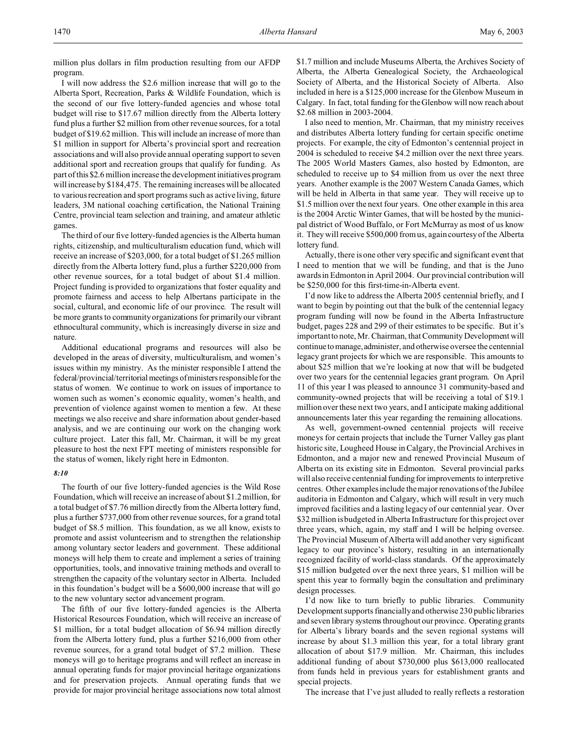million plus dollars in film production resulting from our AFDP program.

I will now address the $2.6 million increase that will go to the Alberta Sport, Recreation, Parks & Wildlife Foundation, which is the second of our five lottery-funded agencies and whose total budget will rise to $17.67 million directly from the Alberta lottery fund plus a further $2 million from other revenue sources, for a total budget of $19.62 million. This will include an increase of more than $1 million in support for Alberta's provincial sport and recreation associations and will also provide annual operating support to seven additional sport and recreation groups that qualify for funding. As part of this $2.6 million increase the development initiatives program will increase by $184,475. The remaining increases will be allocated to various recreation and sport programs such as active living, future leaders, 3M national coaching certification, the National Training Centre, provincial team selection and training, and amateur athletic games.

The third of our five lottery-funded agencies is the Alberta human rights, citizenship, and multiculturalism education fund, which will receive an increase of $203,000, for a total budget of $1.265 million directly from the Alberta lottery fund, plus a further $220,000 from other revenue sources, for a total budget of about $1.4 million. Project funding is provided to organizations that foster equality and promote fairness and access to help Albertans participate in the social, cultural, and economic life of our province. The result will be more grants to community organizations for primarily our vibrant ethnocultural community, which is increasingly diverse in size and nature.

Additional educational programs and resources will also be developed in the areas of diversity, multiculturalism, and women's issues within my ministry. As the minister responsible I attend the federal/provincial/territorial meetings of ministers responsible for the status of women. We continue to work on issues of importance to women such as women's economic equality, women's health, and prevention of violence against women to mention a few. At these meetings we also receive and share information about gender-based analysis, and we are continuing our work on the changing work culture project. Later this fall, Mr. Chairman, it will be my great pleasure to host the next FPT meeting of ministers responsible for the status of women, likely right here in Edmonton.

*8:10*

The fourth of our five lottery-funded agencies is the Wild Rose Foundation, which will receive an increase of about $1.2 million, for a total budget of $7.76 million directly from the Alberta lottery fund, plus a further $737,000 from other revenue sources, for a grand total budget of $8.5 million. This foundation, as we all know, exists to promote and assist volunteerism and to strengthen the relationship among voluntary sector leaders and government. These additional moneys will help them to create and implement a series of training opportunities, tools, and innovative training methods and overall to strengthen the capacity of the voluntary sector in Alberta. Included in this foundation's budget will be a $600,000 increase that will go to the new voluntary sector advancement program.

The fifth of our five lottery-funded agencies is the Alberta Historical Resources Foundation, which will receive an increase of $1 million, for a total budget allocation of $6.94 million directly from the Alberta lottery fund, plus a further $216,000 from other revenue sources, for a grand total budget of $7.2 million. These moneys will go to heritage programs and will reflect an increase in annual operating funds for major provincial heritage organizations and for preservation projects. Annual operating funds that we provide for major provincial heritage associations now total almost $1.7 million and include Museums Alberta, the Archives Society of Alberta, the Alberta Genealogical Society, the Archaeological Society of Alberta, and the Historical Society of Alberta. Also included in here is a $125,000 increase for the Glenbow Museum in Calgary. In fact, total funding for the Glenbow will now reach about $2.68 million in 2003-2004.

I also need to mention, Mr. Chairman, that my ministry receives and distributes Alberta lottery funding for certain specific onetime projects. For example, the city of Edmonton's centennial project in 2004 is scheduled to receive $4.2 million over the next three years. The 2005 World Masters Games, also hosted by Edmonton, are scheduled to receive up to $4 million from us over the next three years. Another example is the 2007 Western Canada Games, which will be held in Alberta in that same year. They will receive up to $1.5 million over the next four years. One other example in this area is the 2004 Arctic Winter Games, that will be hosted by the municipal district of Wood Buffalo, or Fort McMurray as most of us know it. They will receive $500,000 from us, again courtesy of the Alberta lottery fund.

Actually, there is one other very specific and significant event that I need to mention that we will be funding, and that is the Juno awards in Edmonton in April 2004. Our provincial contribution will be $250,000 for this first-time-in-Alberta event.

I'd now like to address the Alberta 2005 centennial briefly, and I want to begin by pointing out that the bulk of the centennial legacy program funding will now be found in the Alberta Infrastructure budget, pages 228 and 299 of their estimates to be specific. But it's important to note, Mr. Chairman, that Community Development will continue to manage, administer, and otherwise oversee the centennial legacy grant projects for which we are responsible. This amounts to about $25 million that we're looking at now that will be budgeted over two years for the centennial legacies grant program. On April 11 of this year I was pleased to announce 31 community-based and community-owned projects that will be receiving a total of $19.1 million over these next two years, and I anticipate making additional announcements later this year regarding the remaining allocations.

As well, government-owned centennial projects will receive moneys for certain projects that include the Turner Valley gas plant historic site, Lougheed House in Calgary, the Provincial Archives in Edmonton, and a major new and renewed Provincial Museum of Alberta on its existing site in Edmonton. Several provincial parks will also receive centennial funding for improvements to interpretive centres. Other examples include the major renovations of the Jubilee auditoria in Edmonton and Calgary, which will result in very much improved facilities and a lasting legacy of our centennial year. Over $32 million is budgeted in Alberta Infrastructure for this project over three years, which, again, my staff and I will be helping oversee. The Provincial Museum of Alberta will add another very significant legacy to our province's history, resulting in an internationally recognized facility of world-class standards. Of the approximately $15 million budgeted over the next three years, $1 million will be spent this year to formally begin the consultation and preliminary design processes.

I'd now like to turn briefly to public libraries. Community Development supports financially and otherwise 230 public libraries and seven library systems throughout our province. Operating grants for Alberta's library boards and the seven regional systems will increase by about $1.3 million this year, for a total library grant allocation of about $17.9 million. Mr. Chairman, this includes additional funding of about $730,000 plus $613,000 reallocated from funds held in previous years for establishment grants and special projects.

The increase that I've just alluded to really reflects a restoration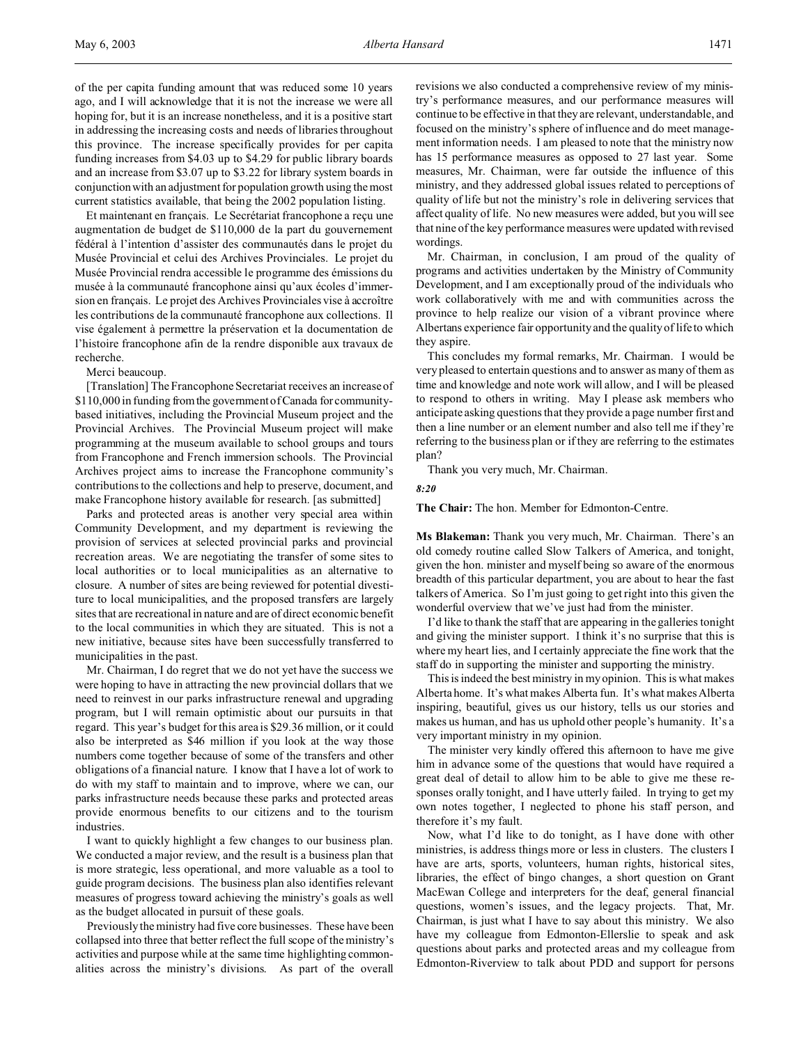of the per capita funding amount that was reduced some 10 years ago, and I will acknowledge that it is not the increase we were all hoping for, but it is an increase nonetheless, and it is a positive start in addressing the increasing costs and needs of libraries throughout this province. The increase specifically provides for per capita funding increases from $4.03 up to $4.29 for public library boards and an increase from $3.07 up to $3.22 for library system boards in conjunction with an adjustment for population growth using the most current statistics available, that being the 2002 population listing.

Et maintenant en français. Le Secrétariat francophone a reçu une augmentation de budget de $110,000 de la part du gouvernement fédéral à l'intention d'assister des communautés dans le projet du Musée Provincial et celui des Archives Provinciales. Le projet du Musée Provincial rendra accessible le programme des émissions du musée à la communauté francophone ainsi qu'aux écoles d'immersion en français. Le projet des Archives Provinciales vise à accroître les contributions de la communauté francophone aux collections. Il vise également à permettre la préservation et la documentation de l'histoire francophone afin de la rendre disponible aux travaux de recherche.

Merci beaucoup.

[Translation] The Francophone Secretariat receives an increase of $110,000 in funding from the government of Canada for community-based initiatives, including the Provincial Museum project and the Provincial Archives. The Provincial Museum project will make programming at the museum available to school groups and tours from Francophone and French immersion schools. The Provincial Archives project aims to increase the Francophone community's contributions to the collections and help to preserve, document, and make Francophone history available for research. [as submitted]

Parks and protected areas is another very special area within Community Development, and my department is reviewing the provision of services at selected provincial parks and provincial recreation areas. We are negotiating the transfer of some sites to local authorities or to local municipalities as an alternative to closure. A number of sites are being reviewed for potential divestiture to local municipalities, and the proposed transfers are largely sites that are recreational in nature and are of direct economic benefit to the local communities in which they are situated. This is not a new initiative, because sites have been successfully transferred to municipalities in the past.

Mr. Chairman, I do regret that we do not yet have the success we were hoping to have in attracting the new provincial dollars that we need to reinvest in our parks infrastructure renewal and upgrading program, but I will remain optimistic about our pursuits in that regard. This year's budget for this area is $29.36 million, or it could also be interpreted as $46 million if you look at the way those numbers come together because of some of the transfers and other obligations of a financial nature. I know that I have a lot of work to do with my staff to maintain and to improve, where we can, our parks infrastructure needs because these parks and protected areas provide enormous benefits to our citizens and to the tourism industries.

I want to quickly highlight a few changes to our business plan. We conducted a major review, and the result is a business plan that is more strategic, less operational, and more valuable as a tool to guide program decisions. The business plan also identifies relevant measures of progress toward achieving the ministry's goals as well as the budget allocated in pursuit of these goals.

Previously the ministry had five core businesses. These have been collapsed into three that better reflect the full scope of the ministry's activities and purpose while at the same time highlighting commonalities across the ministry's divisions. As part of the overall revisions we also conducted a comprehensive review of my ministry's performance measures, and our performance measures will continue to be effective in that they are relevant, understandable, and focused on the ministry's sphere of influence and do meet management information needs. I am pleased to note that the ministry now has 15 performance measures as opposed to 27 last year. Some measures, Mr. Chairman, were far outside the influence of this ministry, and they addressed global issues related to perceptions of quality of life but not the ministry's role in delivering services that affect quality of life. No new measures were added, but you will see that nine of the key performance measures were updated with revised wordings.

Mr. Chairman, in conclusion, I am proud of the quality of programs and activities undertaken by the Ministry of Community Development, and I am exceptionally proud of the individuals who work collaboratively with me and with communities across the province to help realize our vision of a vibrant province where Albertans experience fair opportunity and the quality of life to which they aspire.

This concludes my formal remarks, Mr. Chairman. I would be very pleased to entertain questions and to answer as many of them as time and knowledge and note work will allow, and I will be pleased to respond to others in writing. May I please ask members who anticipate asking questions that they provide a page number first and then a line number or an element number and also tell me if they're referring to the business plan or if they are referring to the estimates plan?

Thank you very much, Mr. Chairman.

*8:20*

**The Chair:** The hon. Member for Edmonton-Centre.

**Ms Blakeman:** Thank you very much, Mr. Chairman. There's an old comedy routine called Slow Talkers of America, and tonight, given the hon. minister and myself being so aware of the enormous breadth of this particular department, you are about to hear the fast talkers of America. So I'm just going to get right into this given the wonderful overview that we've just had from the minister.

I'd like to thank the staff that are appearing in the galleries tonight and giving the minister support. I think it's no surprise that this is where my heart lies, and I certainly appreciate the fine work that the staff do in supporting the minister and supporting the ministry.

This is indeed the best ministry in my opinion. This is what makes Alberta home. It's what makes Alberta fun. It's what makes Alberta inspiring, beautiful, gives us our history, tells us our stories and makes us human, and has us uphold other people's humanity. It's a very important ministry in my opinion.

The minister very kindly offered this afternoon to have me give him in advance some of the questions that would have required a great deal of detail to allow him to be able to give me these responses orally tonight, and I have utterly failed. In trying to get my own notes together, I neglected to phone his staff person, and therefore it's my fault.

Now, what I'd like to do tonight, as I have done with other ministries, is address things more or less in clusters. The clusters I have are arts, sports, volunteers, human rights, historical sites, libraries, the effect of bingo changes, a short question on Grant MacEwan College and interpreters for the deaf, general financial questions, women's issues, and the legacy projects. That, Mr. Chairman, is just what I have to say about this ministry. We also have my colleague from Edmonton-Ellerslie to speak and ask questions about parks and protected areas and my colleague from Edmonton-Riverview to talk about PDD and support for persons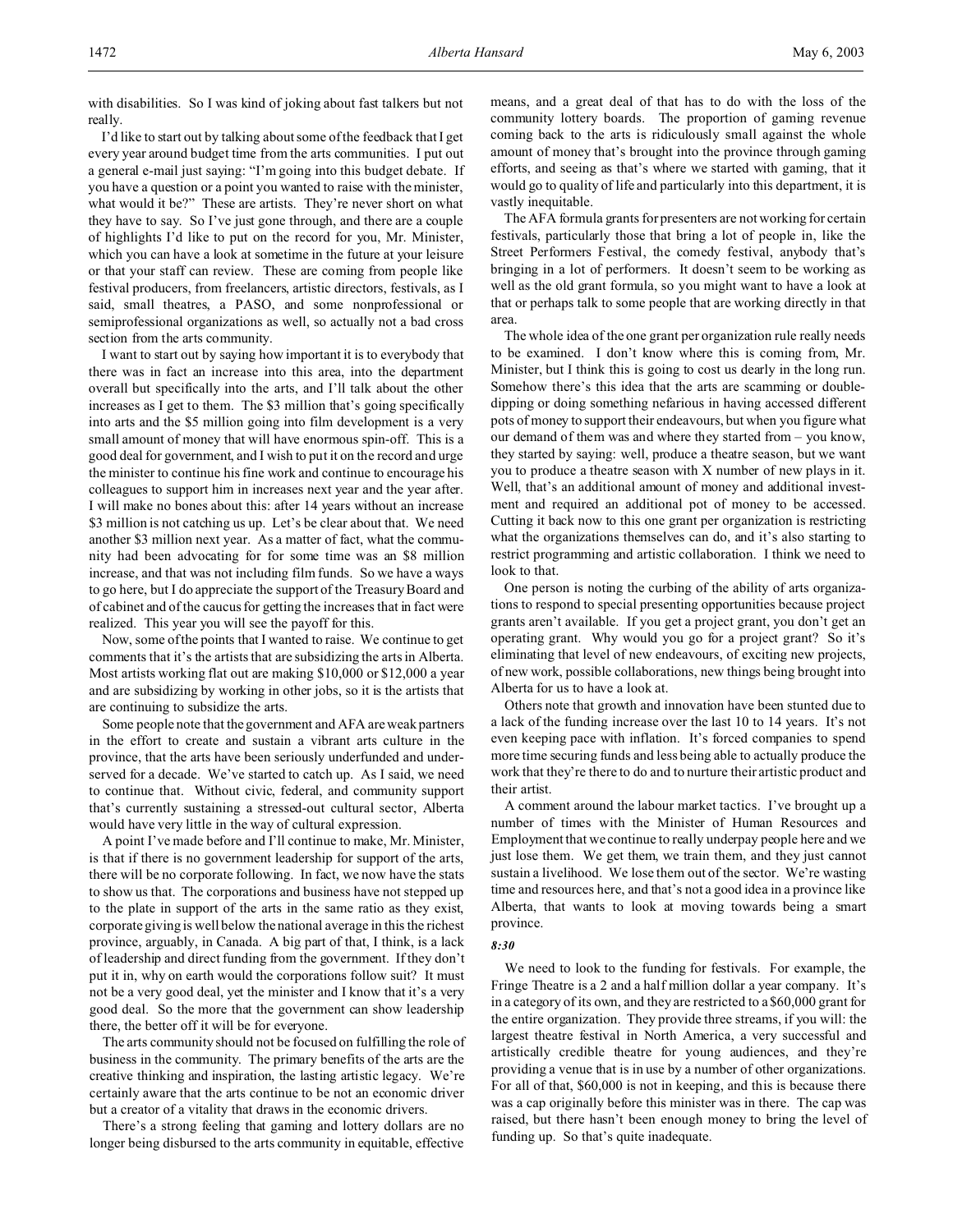with disabilities. So I was kind of joking about fast talkers but not really.

I'd like to start out by talking about some of the feedback that I get every year around budget time from the arts communities. I put out a general e-mail just saying: "I'm going into this budget debate. If you have a question or a point you wanted to raise with the minister, what would it be?" These are artists. They're never short on what they have to say. So I've just gone through, and there are a couple of highlights I'd like to put on the record for you, Mr. Minister, which you can have a look at sometime in the future at your leisure or that your staff can review. These are coming from people like festival producers, from freelancers, artistic directors, festivals, as I said, small theatres, a PASO, and some nonprofessional or semiprofessional organizations as well, so actually not a bad cross section from the arts community.

I want to start out by saying how important it is to everybody that there was in fact an increase into this area, into the department overall but specifically into the arts, and I'll talk about the other increases as I get to them. The $3 million that's going specifically into arts and the $5 million going into film development is a very small amount of money that will have enormous spin-off. This is a good deal for government, and I wish to put it on the record and urge the minister to continue his fine work and continue to encourage his colleagues to support him in increases next year and the year after. I will make no bones about this: after 14 years without an increase $3 million is not catching us up. Let's be clear about that. We need another $3 million next year. As a matter of fact, what the community had been advocating for for some time was an $8 million increase, and that was not including film funds. So we have a ways to go here, but I do appreciate the support of the Treasury Board and of cabinet and of the caucus for getting the increases that in fact were realized. This year you will see the payoff for this.

Now, some of the points that I wanted to raise. We continue to get comments that it's the artists that are subsidizing the arts in Alberta. Most artists working flat out are making $10,000 or $12,000 a year and are subsidizing by working in other jobs, so it is the artists that are continuing to subsidize the arts.

Some people note that the government and AFA are weak partners in the effort to create and sustain a vibrant arts culture in the province, that the arts have been seriously underfunded and underserved for a decade. We've started to catch up. As I said, we need to continue that. Without civic, federal, and community support that's currently sustaining a stressed-out cultural sector, Alberta would have very little in the way of cultural expression.

A point I've made before and I'll continue to make, Mr. Minister, is that if there is no government leadership for support of the arts, there will be no corporate following. In fact, we now have the stats to show us that. The corporations and business have not stepped up to the plate in support of the arts in the same ratio as they exist, corporate giving is well below the national average in this the richest province, arguably, in Canada. A big part of that, I think, is a lack of leadership and direct funding from the government. If they don't put it in, why on earth would the corporations follow suit? It must not be a very good deal, yet the minister and I know that it's a very good deal. So the more that the government can show leadership there, the better off it will be for everyone.

The arts community should not be focused on fulfilling the role of business in the community. The primary benefits of the arts are the creative thinking and inspiration, the lasting artistic legacy. We're certainly aware that the arts continue to be not an economic driver but a creator of a vitality that draws in the economic drivers.

There's a strong feeling that gaming and lottery dollars are no longer being disbursed to the arts community in equitable, effective means, and a great deal of that has to do with the loss of the community lottery boards. The proportion of gaming revenue coming back to the arts is ridiculously small against the whole amount of money that's brought into the province through gaming efforts, and seeing as that's where we started with gaming, that it would go to quality of life and particularly into this department, it is vastly inequitable.

The AFA formula grants for presenters are not working for certain festivals, particularly those that bring a lot of people in, like the Street Performers Festival, the comedy festival, anybody that's bringing in a lot of performers. It doesn't seem to be working as well as the old grant formula, so you might want to have a look at that or perhaps talk to some people that are working directly in that area.

The whole idea of the one grant per organization rule really needs to be examined. I don't know where this is coming from, Mr. Minister, but I think this is going to cost us dearly in the long run. Somehow there's this idea that the arts are scamming or double-dipping or doing something nefarious in having accessed different pots of money to support their endeavours, but when you figure what our demand of them was and where they started from – you know, they started by saying: well, produce a theatre season, but we want you to produce a theatre season with X number of new plays in it. Well, that's an additional amount of money and additional investment and required an additional pot of money to be accessed. Cutting it back now to this one grant per organization is restricting what the organizations themselves can do, and it's also starting to restrict programming and artistic collaboration. I think we need to look to that.

One person is noting the curbing of the ability of arts organizations to respond to special presenting opportunities because project grants aren't available. If you get a project grant, you don't get an operating grant. Why would you go for a project grant? So it's eliminating that level of new endeavours, of exciting new projects, of new work, possible collaborations, new things being brought into Alberta for us to have a look at.

Others note that growth and innovation have been stunted due to a lack of the funding increase over the last 10 to 14 years. It's not even keeping pace with inflation. It's forced companies to spend more time securing funds and less being able to actually produce the work that they're there to do and to nurture their artistic product and their artist.

A comment around the labour market tactics. I've brought up a number of times with the Minister of Human Resources and Employment that we continue to really underpay people here and we just lose them. We get them, we train them, and they just cannot sustain a livelihood. We lose them out of the sector. We're wasting time and resources here, and that's not a good idea in a province like Alberta, that wants to look at moving towards being a smart province.

*8:30*

We need to look to the funding for festivals. For example, the Fringe Theatre is a 2 and a half million dollar a year company. It's in a category of its own, and they are restricted to a $60,000 grant for the entire organization. They provide three streams, if you will: the largest theatre festival in North America, a very successful and artistically credible theatre for young audiences, and they're providing a venue that is in use by a number of other organizations. For all of that, $60,000 is not in keeping, and this is because there was a cap originally before this minister was in there. The cap was raised, but there hasn't been enough money to bring the level of funding up. So that's quite inadequate.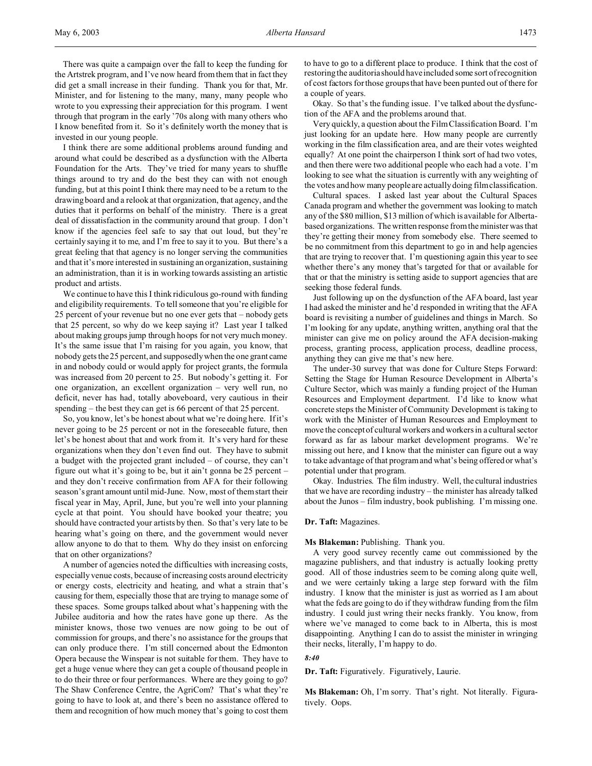There was quite a campaign over the fall to keep the funding for the Artstrek program, and I've now heard from them that in fact they did get a small increase in their funding. Thank you for that, Mr. Minister, and for listening to the many, many, many people who wrote to you expressing their appreciation for this program. I went through that program in the early '70s along with many others who I know benefited from it. So it's definitely worth the money that is invested in our young people.

I think there are some additional problems around funding and around what could be described as a dysfunction with the Alberta Foundation for the Arts. They've tried for many years to shuffle things around to try and do the best they can with not enough funding, but at this point I think there may need to be a return to the drawing board and a relook at that organization, that agency, and the duties that it performs on behalf of the ministry. There is a great deal of dissatisfaction in the community around that group. I don't know if the agencies feel safe to say that out loud, but they're certainly saying it to me, and I'm free to say it to you. But there's a great feeling that that agency is no longer serving the communities and that it's more interested in sustaining an organization, sustaining an administration, than it is in working towards assisting an artistic product and artists.

We continue to have this I think ridiculous go-round with funding and eligibility requirements. To tell someone that you're eligible for 25 percent of your revenue but no one ever gets that – nobody gets that 25 percent, so why do we keep saying it? Last year I talked about making groups jump through hoops for not very much money. It's the same issue that I'm raising for you again, you know, that nobody gets the 25 percent, and supposedly when the one grant came in and nobody could or would apply for project grants, the formula was increased from 20 percent to 25. But nobody's getting it. For one organization, an excellent organization – very well run, no deficit, never has had, totally aboveboard, very cautious in their spending – the best they can get is 66 percent of that 25 percent.

So, you know, let's be honest about what we're doing here. If it's never going to be 25 percent or not in the foreseeable future, then let's be honest about that and work from it. It's very hard for these organizations when they don't even find out. They have to submit a budget with the projected grant included – of course, they can't figure out what it's going to be, but it ain't gonna be 25 percent – and they don't receive confirmation from AFA for their following season's grant amount until mid-June. Now, most of them start their fiscal year in May, April, June, but you're well into your planning cycle at that point. You should have booked your theatre; you should have contracted your artists by then. So that's very late to be hearing what's going on there, and the government would never allow anyone to do that to them. Why do they insist on enforcing that on other organizations?

A number of agencies noted the difficulties with increasing costs, especially venue costs, because of increasing costs around electricity or energy costs, electricity and heating, and what a strain that's causing for them, especially those that are trying to manage some of these spaces. Some groups talked about what's happening with the Jubilee auditoria and how the rates have gone up there. As the minister knows, those two venues are now going to be out of commission for groups, and there's no assistance for the groups that can only produce there. I'm still concerned about the Edmonton Opera because the Winspear is not suitable for them. They have to get a huge venue where they can get a couple of thousand people in to do their three or four performances. Where are they going to go? The Shaw Conference Centre, the AgriCom? That's what they're going to have to look at, and there's been no assistance offered to them and recognition of how much money that's going to cost them to have to go to a different place to produce. I think that the cost of restoring the auditoria should have included some sort of recognition of cost factors for those groups that have been punted out of there for a couple of years.

Okay. So that's the funding issue. I've talked about the dysfunction of the AFA and the problems around that.

Very quickly, a question about the Film Classification Board. I'm just looking for an update here. How many people are currently working in the film classification area, and are their votes weighted equally? At one point the chairperson I think sort of had two votes, and then there were two additional people who each had a vote. I'm looking to see what the situation is currently with any weighting of the votes and how many people are actually doing film classification.

Cultural spaces. I asked last year about the Cultural Spaces Canada program and whether the government was looking to match any of the $80 million, $13 million of which is available for Alberta-based organizations. The written response from the minister was that they're getting their money from somebody else. There seemed to be no commitment from this department to go in and help agencies that are trying to recover that. I'm questioning again this year to see whether there's any money that's targeted for that or available for that or that the ministry is setting aside to support agencies that are seeking those federal funds.

Just following up on the dysfunction of the AFA board, last year I had asked the minister and he'd responded in writing that the AFA board is revisiting a number of guidelines and things in March. So I'm looking for any update, anything written, anything oral that the minister can give me on policy around the AFA decision-making process, granting process, application process, deadline process, anything they can give me that's new here.

The under-30 survey that was done for Culture Steps Forward: Setting the Stage for Human Resource Development in Alberta's Culture Sector, which was mainly a funding project of the Human Resources and Employment department. I'd like to know what concrete steps the Minister of Community Development is taking to work with the Minister of Human Resources and Employment to move the concept of cultural workers and workers in a cultural sector forward as far as labour market development programs. We're missing out here, and I know that the minister can figure out a way to take advantage of that program and what's being offered or what's potential under that program.

Okay. Industries. The film industry. Well, the cultural industries that we have are recording industry – the minister has already talked about the Junos – film industry, book publishing. I'm missing one.

**Dr. Taft:** Magazines.

**Ms Blakeman:** Publishing. Thank you.

A very good survey recently came out commissioned by the magazine publishers, and that industry is actually looking pretty good. All of those industries seem to be coming along quite well, and we were certainly taking a large step forward with the film industry. I know that the minister is just as worried as I am about what the feds are going to do if they withdraw funding from the film industry. I could just wring their necks frankly. You know, from where we've managed to come back to in Alberta, this is most disappointing. Anything I can do to assist the minister in wringing their necks, literally, I'm happy to do.

*8:40*

**Dr. Taft:** Figuratively. Figuratively, Laurie.

**Ms Blakeman:** Oh, I'm sorry. That's right. Not literally. Figuratively. Oops.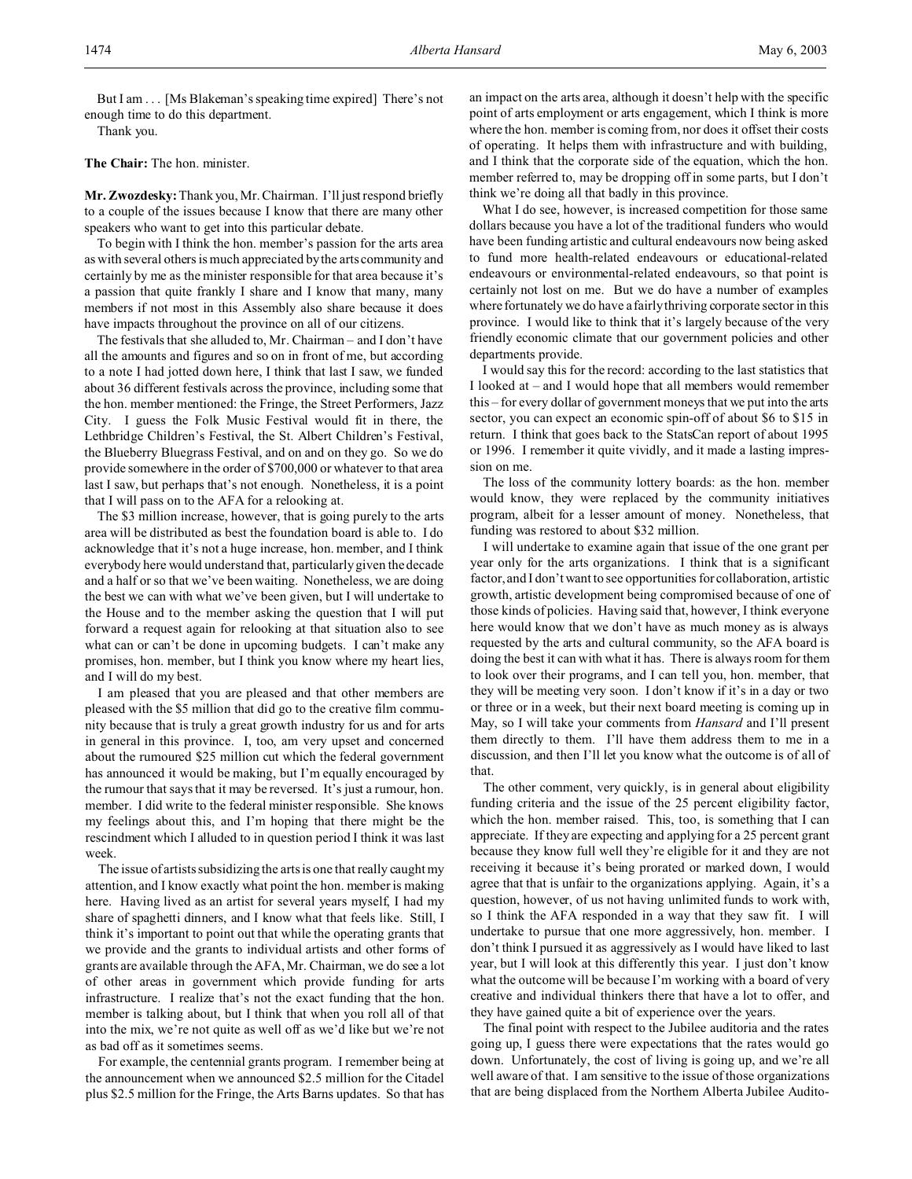But I am . . . [Ms Blakeman's speaking time expired] There's not enough time to do this department.

Thank you.

**The Chair:** The hon. minister.

**Mr. Zwozdesky:** Thank you, Mr. Chairman. I'll just respond briefly to a couple of the issues because I know that there are many other speakers who want to get into this particular debate.

To begin with I think the hon. member's passion for the arts area as with several others is much appreciated by the arts community and certainly by me as the minister responsible for that area because it's a passion that quite frankly I share and I know that many, many members if not most in this Assembly also share because it does have impacts throughout the province on all of our citizens.

The festivals that she alluded to, Mr. Chairman – and I don't have all the amounts and figures and so on in front of me, but according to a note I had jotted down here, I think that last I saw, we funded about 36 different festivals across the province, including some that the hon. member mentioned: the Fringe, the Street Performers, Jazz City. I guess the Folk Music Festival would fit in there, the Lethbridge Children's Festival, the St. Albert Children's Festival, the Blueberry Bluegrass Festival, and on and on they go. So we do provide somewhere in the order of $700,000 or whatever to that area last I saw, but perhaps that's not enough. Nonetheless, it is a point that I will pass on to the AFA for a relooking at.

The $3 million increase, however, that is going purely to the arts area will be distributed as best the foundation board is able to. I do acknowledge that it's not a huge increase, hon. member, and I think everybody here would understand that, particularly given the decade and a half or so that we've been waiting. Nonetheless, we are doing the best we can with what we've been given, but I will undertake to the House and to the member asking the question that I will put forward a request again for relooking at that situation also to see what can or can't be done in upcoming budgets. I can't make any promises, hon. member, but I think you know where my heart lies, and I will do my best.

I am pleased that you are pleased and that other members are pleased with the $5 million that did go to the creative film community because that is truly a great growth industry for us and for arts in general in this province. I, too, am very upset and concerned about the rumoured $25 million cut which the federal government has announced it would be making, but I'm equally encouraged by the rumour that says that it may be reversed. It's just a rumour, hon. member. I did write to the federal minister responsible. She knows my feelings about this, and I'm hoping that there might be the rescindment which I alluded to in question period I think it was last week.

The issue of artists subsidizing the arts is one that really caught my attention, and I know exactly what point the hon. member is making here. Having lived as an artist for several years myself, I had my share of spaghetti dinners, and I know what that feels like. Still, I think it's important to point out that while the operating grants that we provide and the grants to individual artists and other forms of grants are available through the AFA, Mr. Chairman, we do see a lot of other areas in government which provide funding for arts infrastructure. I realize that's not the exact funding that the hon. member is talking about, but I think that when you roll all of that into the mix, we're not quite as well off as we'd like but we're not as bad off as it sometimes seems.

For example, the centennial grants program. I remember being at the announcement when we announced $2.5 million for the Citadel plus $2.5 million for the Fringe, the Arts Barns updates. So that has an impact on the arts area, although it doesn't help with the specific point of arts employment or arts engagement, which I think is more where the hon. member is coming from, nor does it offset their costs of operating. It helps them with infrastructure and with building, and I think that the corporate side of the equation, which the hon. member referred to, may be dropping off in some parts, but I don't think we're doing all that badly in this province.

What I do see, however, is increased competition for those same dollars because you have a lot of the traditional funders who would have been funding artistic and cultural endeavours now being asked to fund more health-related endeavours or educational-related endeavours or environmental-related endeavours, so that point is certainly not lost on me. But we do have a number of examples where fortunately we do have a fairly thriving corporate sector in this province. I would like to think that it's largely because of the very friendly economic climate that our government policies and other departments provide.

I would say this for the record: according to the last statistics that I looked at – and I would hope that all members would remember this – for every dollar of government moneys that we put into the arts sector, you can expect an economic spin-off of about $6 to $15 in return. I think that goes back to the StatsCan report of about 1995 or 1996. I remember it quite vividly, and it made a lasting impression on me.

The loss of the community lottery boards: as the hon. member would know, they were replaced by the community initiatives program, albeit for a lesser amount of money. Nonetheless, that funding was restored to about $32 million.

I will undertake to examine again that issue of the one grant per year only for the arts organizations. I think that is a significant factor, and I don't want to see opportunities for collaboration, artistic growth, artistic development being compromised because of one of those kinds of policies. Having said that, however, I think everyone here would know that we don't have as much money as is always requested by the arts and cultural community, so the AFA board is doing the best it can with what it has. There is always room for them to look over their programs, and I can tell you, hon. member, that they will be meeting very soon. I don't know if it's in a day or two or three or in a week, but their next board meeting is coming up in May, so I will take your comments from *Hansard* and I'll present them directly to them. I'll have them address them to me in a discussion, and then I'll let you know what the outcome is of all of that.

The other comment, very quickly, is in general about eligibility funding criteria and the issue of the 25 percent eligibility factor, which the hon. member raised. This, too, is something that I can appreciate. If they are expecting and applying for a 25 percent grant because they know full well they're eligible for it and they are not receiving it because it's being prorated or marked down, I would agree that that is unfair to the organizations applying. Again, it's a question, however, of us not having unlimited funds to work with, so I think the AFA responded in a way that they saw fit. I will undertake to pursue that one more aggressively, hon. member. I don't think I pursued it as aggressively as I would have liked to last year, but I will look at this differently this year. I just don't know what the outcome will be because I'm working with a board of very creative and individual thinkers there that have a lot to offer, and they have gained quite a bit of experience over the years.

The final point with respect to the Jubilee auditoria and the rates going up, I guess there were expectations that the rates would go down. Unfortunately, the cost of living is going up, and we're all well aware of that. I am sensitive to the issue of those organizations that are being displaced from the Northern Alberta Jubilee Audito-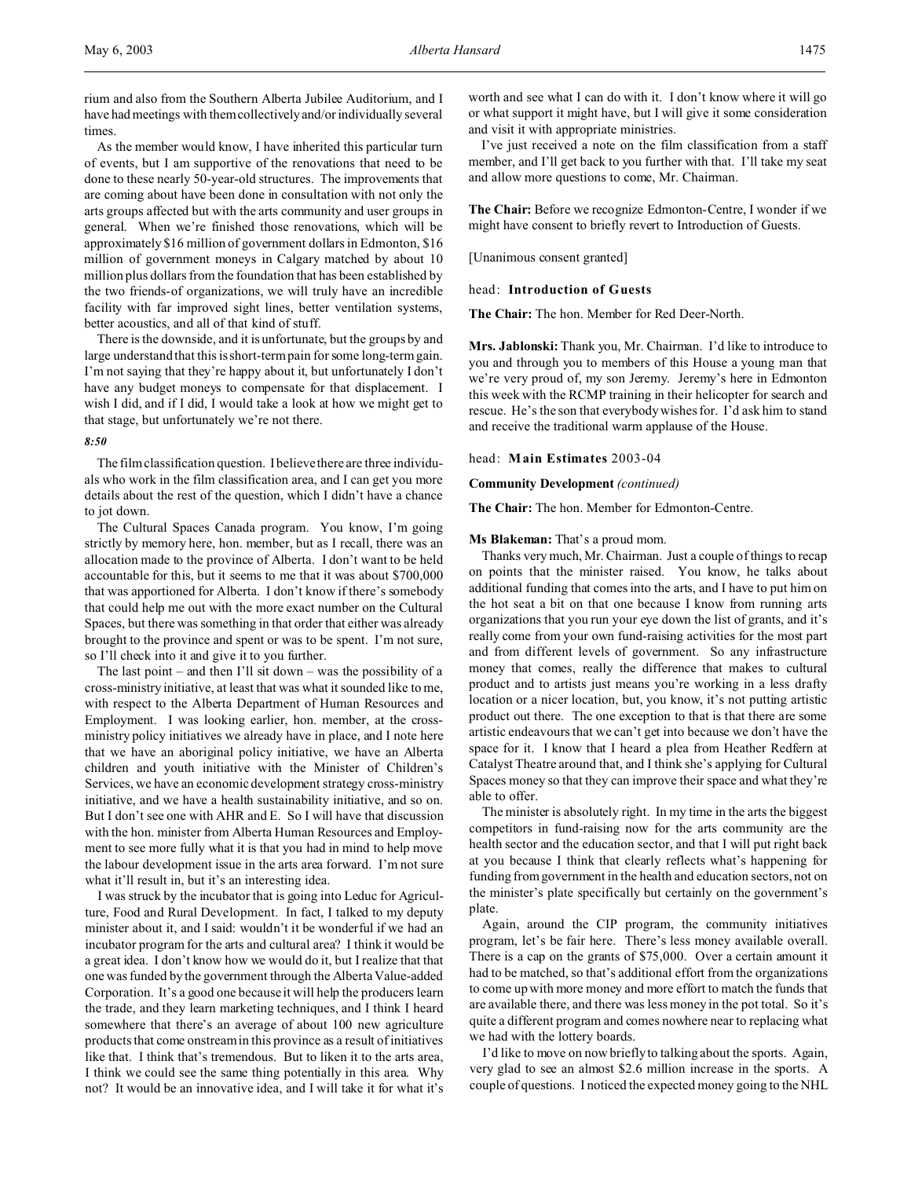rium and also from the Southern Alberta Jubilee Auditorium, and I have had meetings with them collectively and/or individually several times.

As the member would know, I have inherited this particular turn of events, but I am supportive of the renovations that need to be done to these nearly 50-year-old structures. The improvements that are coming about have been done in consultation with not only the arts groups affected but with the arts community and user groups in general. When we're finished those renovations, which will be approximately $16 million of government dollars in Edmonton, $16 million of government moneys in Calgary matched by about 10 million plus dollars from the foundation that has been established by the two friends-of organizations, we will truly have an incredible facility with far improved sight lines, better ventilation systems, better acoustics, and all of that kind of stuff.

There is the downside, and it is unfortunate, but the groups by and large understand that this is short-term pain for some long-term gain. I'm not saying that they're happy about it, but unfortunately I don't have any budget moneys to compensate for that displacement. I wish I did, and if I did, I would take a look at how we might get to that stage, but unfortunately we're not there.

*8:50*

The film classification question. I believe there are three individuals who work in the film classification area, and I can get you more details about the rest of the question, which I didn't have a chance to jot down.

The Cultural Spaces Canada program. You know, I'm going strictly by memory here, hon. member, but as I recall, there was an allocation made to the province of Alberta. I don't want to be held accountable for this, but it seems to me that it was about $700,000 that was apportioned for Alberta. I don't know if there's somebody that could help me out with the more exact number on the Cultural Spaces, but there was something in that order that either was already brought to the province and spent or was to be spent. I'm not sure, so I'll check into it and give it to you further.

The last point – and then I'll sit down – was the possibility of a cross-ministry initiative, at least that was what it sounded like to me, with respect to the Alberta Department of Human Resources and Employment. I was looking earlier, hon. member, at the cross-ministry policy initiatives we already have in place, and I note here that we have an aboriginal policy initiative, we have an Alberta children and youth initiative with the Minister of Children's Services, we have an economic development strategy cross-ministry initiative, and we have a health sustainability initiative, and so on. But I don't see one with AHR and E. So I will have that discussion with the hon. minister from Alberta Human Resources and Employment to see more fully what it is that you had in mind to help move the labour development issue in the arts area forward. I'm not sure what it'll result in, but it's an interesting idea.

I was struck by the incubator that is going into Leduc for Agriculture, Food and Rural Development. In fact, I talked to my deputy minister about it, and I said: wouldn't it be wonderful if we had an incubator program for the arts and cultural area? I think it would be a great idea. I don't know how we would do it, but I realize that that one was funded by the government through the Alberta Value-added Corporation. It's a good one because it will help the producers learn the trade, and they learn marketing techniques, and I think I heard somewhere that there's an average of about 100 new agriculture products that come onstream in this province as a result of initiatives like that. I think that's tremendous. But to liken it to the arts area, I think we could see the same thing potentially in this area. Why not? It would be an innovative idea, and I will take it for what it's worth and see what I can do with it. I don't know where it will go or what support it might have, but I will give it some consideration and visit it with appropriate ministries.

I've just received a note on the film classification from a staff member, and I'll get back to you further with that. I'll take my seat and allow more questions to come, Mr. Chairman.

**The Chair:** Before we recognize Edmonton-Centre, I wonder if we might have consent to briefly revert to Introduction of Guests.

[Unanimous consent granted]

head: **Introduction of Guests**

**The Chair:** The hon. Member for Red Deer-North.

**Mrs. Jablonski:** Thank you, Mr. Chairman. I'd like to introduce to you and through you to members of this House a young man that we're very proud of, my son Jeremy. Jeremy's here in Edmonton this week with the RCMP training in their helicopter for search and rescue. He's the son that everybody wishes for. I'd ask him to stand and receive the traditional warm applause of the House.

head: **Main Estimates** 2003-04

**Community Development** *(continued)*

**The Chair:** The hon. Member for Edmonton-Centre.

**Ms Blakeman:** That's a proud mom.

Thanks very much, Mr. Chairman. Just a couple of things to recap on points that the minister raised. You know, he talks about additional funding that comes into the arts, and I have to put him on the hot seat a bit on that one because I know from running arts organizations that you run your eye down the list of grants, and it's really come from your own fund-raising activities for the most part and from different levels of government. So any infrastructure money that comes, really the difference that makes to cultural product and to artists just means you're working in a less drafty location or a nicer location, but, you know, it's not putting artistic product out there. The one exception to that is that there are some artistic endeavours that we can't get into because we don't have the space for it. I know that I heard a plea from Heather Redfern at Catalyst Theatre around that, and I think she's applying for Cultural Spaces money so that they can improve their space and what they're able to offer.

The minister is absolutely right. In my time in the arts the biggest competitors in fund-raising now for the arts community are the health sector and the education sector, and that I will put right back at you because I think that clearly reflects what's happening for funding from government in the health and education sectors, not on the minister's plate specifically but certainly on the government's plate.

Again, around the CIP program, the community initiatives program, let's be fair here. There's less money available overall. There is a cap on the grants of $75,000. Over a certain amount it had to be matched, so that's additional effort from the organizations to come up with more money and more effort to match the funds that are available there, and there was less money in the pot total. So it's quite a different program and comes nowhere near to replacing what we had with the lottery boards.

I'd like to move on now briefly to talking about the sports. Again, very glad to see an almost $2.6 million increase in the sports. A couple of questions. I noticed the expected money going to the NHL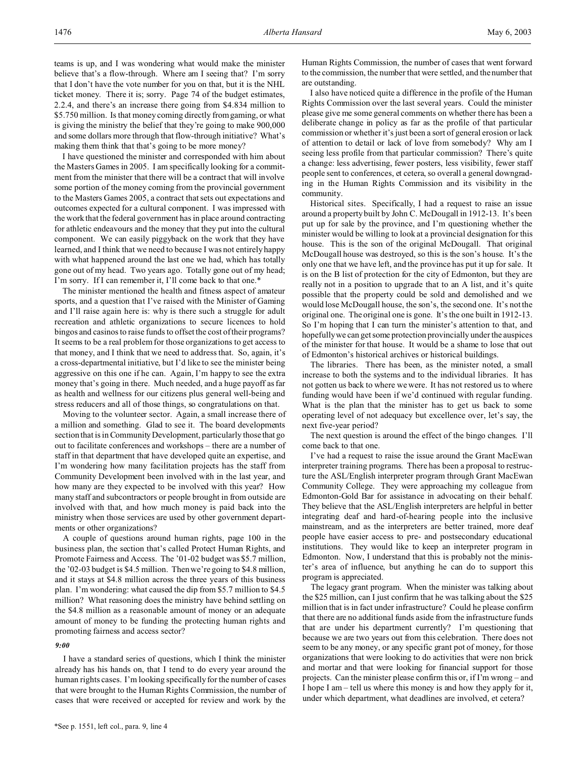teams is up, and I was wondering what would make the minister believe that's a flow-through. Where am I seeing that? I'm sorry that I don't have the vote number for you on that, but it is the NHL ticket money. There it is; sorry. Page 74 of the budget estimates, 2.2.4, and there's an increase there going from \$4.834 million to \$5.750 million. Is that money coming directly from gaming, or what is giving the ministry the belief that they're going to make 900,000 and some dollars more through that flow-through initiative? What's making them think that that's going to be more money?

I have questioned the minister and corresponded with him about the Masters Games in 2005. I am specifically looking for a commitment from the minister that there will be a contract that will involve some portion of the money coming from the provincial government to the Masters Games 2005, a contract that sets out expectations and outcomes expected for a cultural component. I was impressed with the work that the federal government has in place around contracting for athletic endeavours and the money that they put into the cultural component. We can easily piggyback on the work that they have learned, and I think that we need to because I was not entirely happy with what happened around the last one we had, which has totally gone out of my head. Two years ago. Totally gone out of my head; I'm sorry. If I can remember it, I'll come back to that one.*

The minister mentioned the health and fitness aspect of amateur sports, and a question that I've raised with the Minister of Gaming and I'll raise again here is: why is there such a struggle for adult recreation and athletic organizations to secure licences to hold bingos and casinos to raise funds to offset the cost of their programs? It seems to be a real problem for those organizations to get access to that money, and I think that we need to address that. So, again, it's a cross-departmental initiative, but I'd like to see the minister being aggressive on this one if he can. Again, I'm happy to see the extra money that's going in there. Much needed, and a huge payoff as far as health and wellness for our citizens plus general well-being and stress reducers and all of those things, so congratulations on that.

Moving to the volunteer sector. Again, a small increase there of a million and something. Glad to see it. The board developments section that is in Community Development, particularly those that go out to facilitate conferences and workshops – there are a number of staff in that department that have developed quite an expertise, and I'm wondering how many facilitation projects has the staff from Community Development been involved with in the last year, and how many are they expected to be involved with this year? How many staff and subcontractors or people brought in from outside are involved with that, and how much money is paid back into the ministry when those services are used by other government departments or other organizations?

A couple of questions around human rights, page 100 in the business plan, the section that's called Protect Human Rights, and Promote Fairness and Access. The '01-02 budget was \$5.7 million, the '02-03 budget is \$4.5 million. Then we're going to \$4.8 million, and it stays at \$4.8 million across the three years of this business plan. I'm wondering: what caused the dip from \$5.7 million to \$4.5 million? What reasoning does the ministry have behind settling on the \$4.8 million as a reasonable amount of money or an adequate amount of money to be funding the protecting human rights and promoting fairness and access sector?

*9:00*

I have a standard series of questions, which I think the minister already has his hands on, that I tend to do every year around the human rights cases. I'm looking specifically for the number of cases that were brought to the Human Rights Commission, the number of cases that were received or accepted for review and work by the Human Rights Commission, the number of cases that went forward to the commission, the number that were settled, and the number that are outstanding.

I also have noticed quite a difference in the profile of the Human Rights Commission over the last several years. Could the minister please give me some general comments on whether there has been a deliberate change in policy as far as the profile of that particular commission or whether it's just been a sort of general erosion or lack of attention to detail or lack of love from somebody? Why am I seeing less profile from that particular commission? There's quite a change: less advertising, fewer posters, less visibility, fewer staff people sent to conferences, et cetera, so overall a general downgrading in the Human Rights Commission and its visibility in the community.

Historical sites. Specifically, I had a request to raise an issue around a property built by John C. McDougall in 1912-13. It's been put up for sale by the province, and I'm questioning whether the minister would be willing to look at a provincial designation for this house. This is the son of the original McDougall. That original McDougall house was destroyed, so this is the son's house. It's the only one that we have left, and the province has put it up for sale. It is on the B list of protection for the city of Edmonton, but they are really not in a position to upgrade that to an A list, and it's quite possible that the property could be sold and demolished and we would lose McDougall house, the son's, the second one. It's not the original one. The original one is gone. It's the one built in 1912-13. So I'm hoping that I can turn the minister's attention to that, and hopefully we can get some protection provincially under the auspices of the minister for that house. It would be a shame to lose that out of Edmonton's historical archives or historical buildings.

The libraries. There has been, as the minister noted, a small increase to both the systems and to the individual libraries. It has not gotten us back to where we were. It has not restored us to where funding would have been if we'd continued with regular funding. What is the plan that the minister has to get us back to some operating level of not adequacy but excellence over, let's say, the next five-year period?

The next question is around the effect of the bingo changes. I'll come back to that one.

I've had a request to raise the issue around the Grant MacEwan interpreter training programs. There has been a proposal to restructure the ASL/English interpreter program through Grant MacEwan Community College. They were approaching my colleague from Edmonton-Gold Bar for assistance in advocating on their behalf. They believe that the ASL/English interpreters are helpful in better integrating deaf and hard-of-hearing people into the inclusive mainstream, and as the interpreters are better trained, more deaf people have easier access to pre- and postsecondary educational institutions. They would like to keep an interpreter program in Edmonton. Now, I understand that this is probably not the minister's area of influence, but anything he can do to support this program is appreciated.

The legacy grant program. When the minister was talking about the \$25 million, can I just confirm that he was talking about the \$25 million that is in fact under infrastructure? Could he please confirm that there are no additional funds aside from the infrastructure funds that are under his department currently? I'm questioning that because we are two years out from this celebration. There does not seem to be any money, or any specific grant pot of money, for those organizations that were looking to do activities that were non brick and mortar and that were looking for financial support for those projects. Can the minister please confirm this or, if I'm wrong – and I hope I am – tell us where this money is and how they apply for it, under which department, what deadlines are involved, et cetera?

*See p. 1551, left col., para. 9, line 4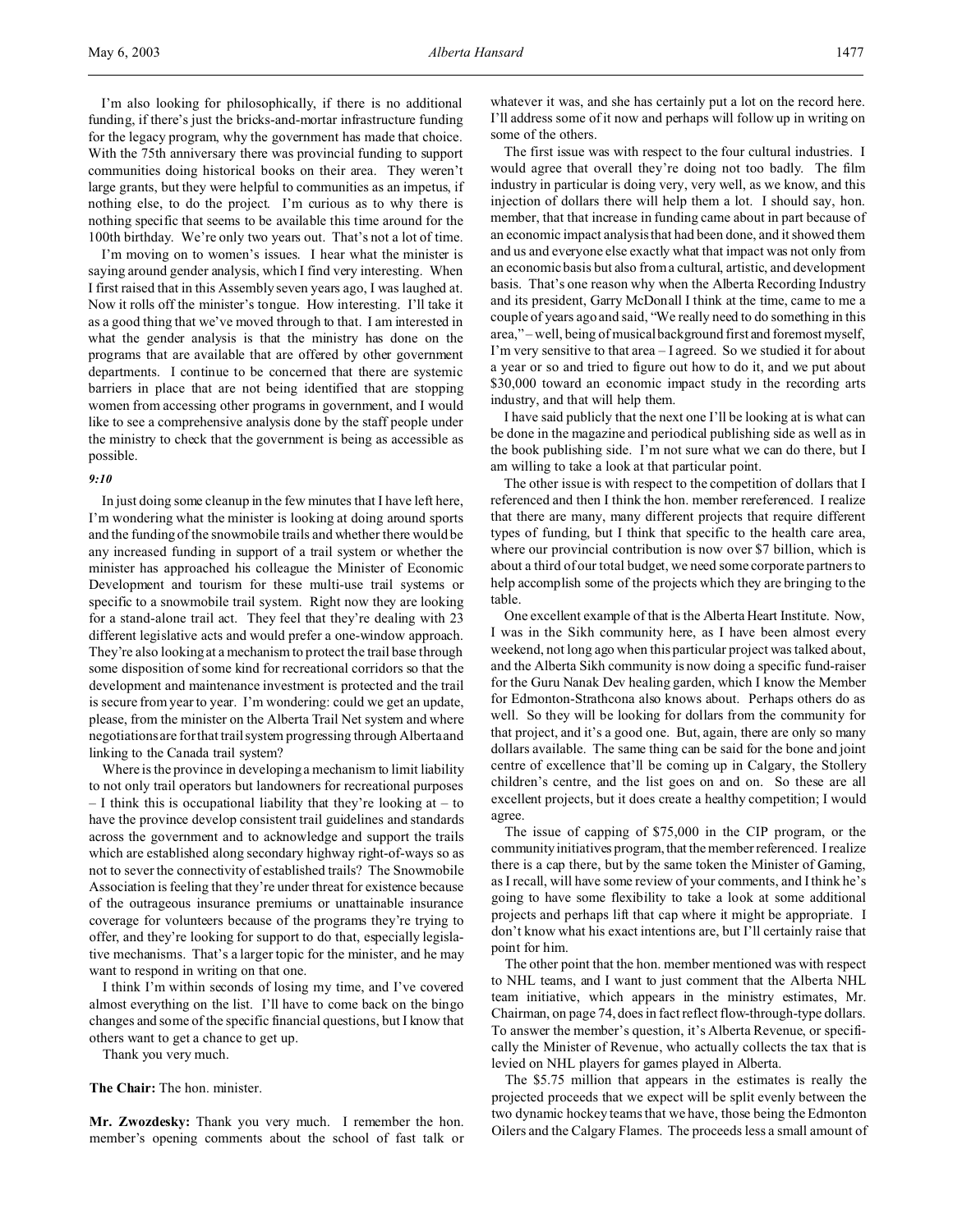I'm also looking for philosophically, if there is no additional funding, if there's just the bricks-and-mortar infrastructure funding for the legacy program, why the government has made that choice. With the 75th anniversary there was provincial funding to support communities doing historical books on their area. They weren't large grants, but they were helpful to communities as an impetus, if nothing else, to do the project. I'm curious as to why there is nothing specific that seems to be available this time around for the 100th birthday. We're only two years out. That's not a lot of time.

I'm moving on to women's issues. I hear what the minister is saying around gender analysis, which I find very interesting. When I first raised that in this Assembly seven years ago, I was laughed at. Now it rolls off the minister's tongue. How interesting. I'll take it as a good thing that we've moved through to that. I am interested in what the gender analysis is that the ministry has done on the programs that are available that are offered by other government departments. I continue to be concerned that there are systemic barriers in place that are not being identified that are stopping women from accessing other programs in government, and I would like to see a comprehensive analysis done by the staff people under the ministry to check that the government is being as accessible as possible.

*9:10*

In just doing some cleanup in the few minutes that I have left here, I'm wondering what the minister is looking at doing around sports and the funding of the snowmobile trails and whether there would be any increased funding in support of a trail system or whether the minister has approached his colleague the Minister of Economic Development and tourism for these multi-use trail systems or specific to a snowmobile trail system. Right now they are looking for a stand-alone trail act. They feel that they're dealing with 23 different legislative acts and would prefer a one-window approach. They're also looking at a mechanism to protect the trail base through some disposition of some kind for recreational corridors so that the development and maintenance investment is protected and the trail is secure from year to year. I'm wondering: could we get an update, please, from the minister on the Alberta Trail Net system and where negotiations are for that trail system progressing through Alberta and linking to the Canada trail system?

Where is the province in developing a mechanism to limit liability to not only trail operators but landowners for recreational purposes – I think this is occupational liability that they're looking at – to have the province develop consistent trail guidelines and standards across the government and to acknowledge and support the trails which are established along secondary highway right-of-ways so as not to sever the connectivity of established trails? The Snowmobile Association is feeling that they're under threat for existence because of the outrageous insurance premiums or unattainable insurance coverage for volunteers because of the programs they're trying to offer, and they're looking for support to do that, especially legislative mechanisms. That's a larger topic for the minister, and he may want to respond in writing on that one.

I think I'm within seconds of losing my time, and I've covered almost everything on the list. I'll have to come back on the bingo changes and some of the specific financial questions, but I know that others want to get a chance to get up.

Thank you very much.

**The Chair:** The hon. minister.

**Mr. Zwozdesky:** Thank you very much. I remember the hon. member's opening comments about the school of fast talk or whatever it was, and she has certainly put a lot on the record here. I'll address some of it now and perhaps will follow up in writing on some of the others.

The first issue was with respect to the four cultural industries. I would agree that overall they're doing not too badly. The film industry in particular is doing very, very well, as we know, and this injection of dollars there will help them a lot. I should say, hon. member, that that increase in funding came about in part because of an economic impact analysis that had been done, and it showed them and us and everyone else exactly what that impact was not only from an economic basis but also from a cultural, artistic, and development basis. That's one reason why when the Alberta Recording Industry and its president, Garry McDonall I think at the time, came to me a couple of years ago and said, "We really need to do something in this area," – well, being of musical background first and foremost myself, I'm very sensitive to that area – I agreed. So we studied it for about a year or so and tried to figure out how to do it, and we put about $30,000 toward an economic impact study in the recording arts industry, and that will help them.

I have said publicly that the next one I'll be looking at is what can be done in the magazine and periodical publishing side as well as in the book publishing side. I'm not sure what we can do there, but I am willing to take a look at that particular point.

The other issue is with respect to the competition of dollars that I referenced and then I think the hon. member rereferenced. I realize that there are many, many different projects that require different types of funding, but I think that specific to the health care area, where our provincial contribution is now over $7 billion, which is about a third of our total budget, we need some corporate partners to help accomplish some of the projects which they are bringing to the table.

One excellent example of that is the Alberta Heart Institute. Now, I was in the Sikh community here, as I have been almost every weekend, not long ago when this particular project was talked about, and the Alberta Sikh community is now doing a specific fund-raiser for the Guru Nanak Dev healing garden, which I know the Member for Edmonton-Strathcona also knows about. Perhaps others do as well. So they will be looking for dollars from the community for that project, and it's a good one. But, again, there are only so many dollars available. The same thing can be said for the bone and joint centre of excellence that'll be coming up in Calgary, the Stollery children's centre, and the list goes on and on. So these are all excellent projects, but it does create a healthy competition; I would agree.

The issue of capping of $75,000 in the CIP program, or the community initiatives program, that the member referenced. I realize there is a cap there, but by the same token the Minister of Gaming, as I recall, will have some review of your comments, and I think he's going to have some flexibility to take a look at some additional projects and perhaps lift that cap where it might be appropriate. I don't know what his exact intentions are, but I'll certainly raise that point for him.

The other point that the hon. member mentioned was with respect to NHL teams, and I want to just comment that the Alberta NHL team initiative, which appears in the ministry estimates, Mr. Chairman, on page 74, does in fact reflect flow-through-type dollars. To answer the member's question, it's Alberta Revenue, or specifically the Minister of Revenue, who actually collects the tax that is levied on NHL players for games played in Alberta.

The $5.75 million that appears in the estimates is really the projected proceeds that we expect will be split evenly between the two dynamic hockey teams that we have, those being the Edmonton Oilers and the Calgary Flames. The proceeds less a small amount of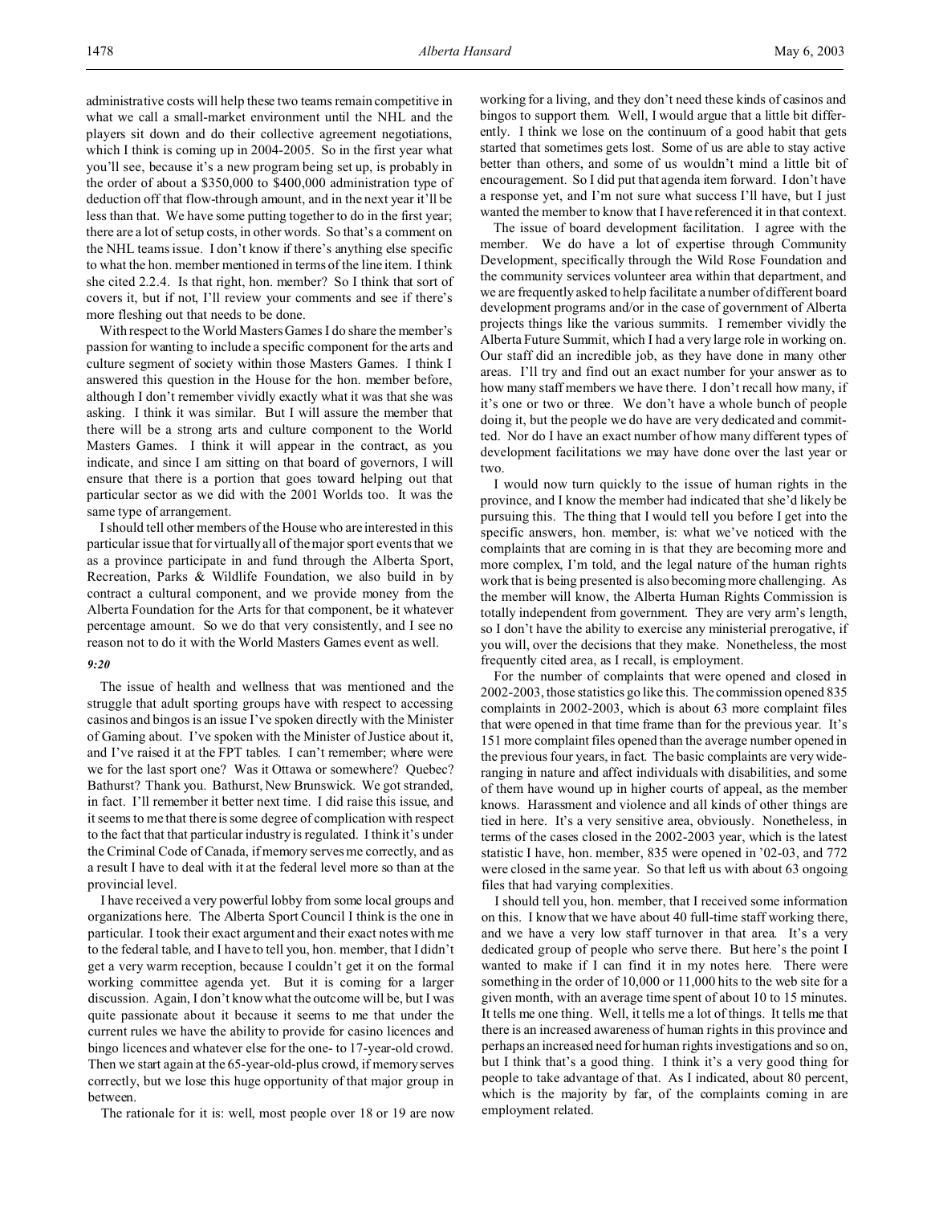administrative costs will help these two teams remain competitive in what we call a small-market environment until the NHL and the players sit down and do their collective agreement negotiations, which I think is coming up in 2004-2005. So in the first year what you'll see, because it's a new program being set up, is probably in the order of about a $350,000 to $400,000 administration type of deduction off that flow-through amount, and in the next year it'll be less than that. We have some putting together to do in the first year; there are a lot of setup costs, in other words. So that's a comment on the NHL teams issue. I don't know if there's anything else specific to what the hon. member mentioned in terms of the line item. I think she cited 2.2.4. Is that right, hon. member? So I think that sort of covers it, but if not, I'll review your comments and see if there's more fleshing out that needs to be done.

With respect to the World Masters Games I do share the member's passion for wanting to include a specific component for the arts and culture segment of society within those Masters Games. I think I answered this question in the House for the hon. member before, although I don't remember vividly exactly what it was that she was asking. I think it was similar. But I will assure the member that there will be a strong arts and culture component to the World Masters Games. I think it will appear in the contract, as you indicate, and since I am sitting on that board of governors, I will ensure that there is a portion that goes toward helping out that particular sector as we did with the 2001 Worlds too. It was the same type of arrangement.

I should tell other members of the House who are interested in this particular issue that for virtually all of the major sport events that we as a province participate in and fund through the Alberta Sport, Recreation, Parks & Wildlife Foundation, we also build in by contract a cultural component, and we provide money from the Alberta Foundation for the Arts for that component, be it whatever percentage amount. So we do that very consistently, and I see no reason not to do it with the World Masters Games event as well.

*9:20*

The issue of health and wellness that was mentioned and the struggle that adult sporting groups have with respect to accessing casinos and bingos is an issue I've spoken directly with the Minister of Gaming about. I've spoken with the Minister of Justice about it, and I've raised it at the FPT tables. I can't remember; where were we for the last sport one? Was it Ottawa or somewhere? Quebec? Bathurst? Thank you. Bathurst, New Brunswick. We got stranded, in fact. I'll remember it better next time. I did raise this issue, and it seems to me that there is some degree of complication with respect to the fact that that particular industry is regulated. I think it's under the Criminal Code of Canada, if memory serves me correctly, and as a result I have to deal with it at the federal level more so than at the provincial level.

I have received a very powerful lobby from some local groups and organizations here. The Alberta Sport Council I think is the one in particular. I took their exact argument and their exact notes with me to the federal table, and I have to tell you, hon. member, that I didn't get a very warm reception, because I couldn't get it on the formal working committee agenda yet. But it is coming for a larger discussion. Again, I don't know what the outcome will be, but I was quite passionate about it because it seems to me that under the current rules we have the ability to provide for casino licences and bingo licences and whatever else for the one- to 17-year-old crowd. Then we start again at the 65-year-old-plus crowd, if memory serves correctly, but we lose this huge opportunity of that major group in between.

The rationale for it is: well, most people over 18 or 19 are now working for a living, and they don't need these kinds of casinos and bingos to support them. Well, I would argue that a little bit differently. I think we lose on the continuum of a good habit that gets started that sometimes gets lost. Some of us are able to stay active better than others, and some of us wouldn't mind a little bit of encouragement. So I did put that agenda item forward. I don't have a response yet, and I'm not sure what success I'll have, but I just wanted the member to know that I have referenced it in that context.

The issue of board development facilitation. I agree with the member. We do have a lot of expertise through Community Development, specifically through the Wild Rose Foundation and the community services volunteer area within that department, and we are frequently asked to help facilitate a number of different board development programs and/or in the case of government of Alberta projects things like the various summits. I remember vividly the Alberta Future Summit, which I had a very large role in working on. Our staff did an incredible job, as they have done in many other areas. I'll try and find out an exact number for your answer as to how many staff members we have there. I don't recall how many, if it's one or two or three. We don't have a whole bunch of people doing it, but the people we do have are very dedicated and committed. Nor do I have an exact number of how many different types of development facilitations we may have done over the last year or two.

I would now turn quickly to the issue of human rights in the province, and I know the member had indicated that she'd likely be pursuing this. The thing that I would tell you before I get into the specific answers, hon. member, is: what we've noticed with the complaints that are coming in is that they are becoming more and more complex, I'm told, and the legal nature of the human rights work that is being presented is also becoming more challenging. As the member will know, the Alberta Human Rights Commission is totally independent from government. They are very arm's length, so I don't have the ability to exercise any ministerial prerogative, if you will, over the decisions that they make. Nonetheless, the most frequently cited area, as I recall, is employment.

For the number of complaints that were opened and closed in 2002-2003, those statistics go like this. The commission opened 835 complaints in 2002-2003, which is about 63 more complaint files that were opened in that time frame than for the previous year. It's 151 more complaint files opened than the average number opened in the previous four years, in fact. The basic complaints are very wide-ranging in nature and affect individuals with disabilities, and some of them have wound up in higher courts of appeal, as the member knows. Harassment and violence and all kinds of other things are tied in here. It's a very sensitive area, obviously. Nonetheless, in terms of the cases closed in the 2002-2003 year, which is the latest statistic I have, hon. member, 835 were opened in '02-03, and 772 were closed in the same year. So that left us with about 63 ongoing files that had varying complexities.

I should tell you, hon. member, that I received some information on this. I know that we have about 40 full-time staff working there, and we have a very low staff turnover in that area. It's a very dedicated group of people who serve there. But here's the point I wanted to make if I can find it in my notes here. There were something in the order of 10,000 or 11,000 hits to the web site for a given month, with an average time spent of about 10 to 15 minutes. It tells me one thing. Well, it tells me a lot of things. It tells me that there is an increased awareness of human rights in this province and perhaps an increased need for human rights investigations and so on, but I think that's a good thing. I think it's a very good thing for people to take advantage of that. As I indicated, about 80 percent, which is the majority by far, of the complaints coming in are employment related.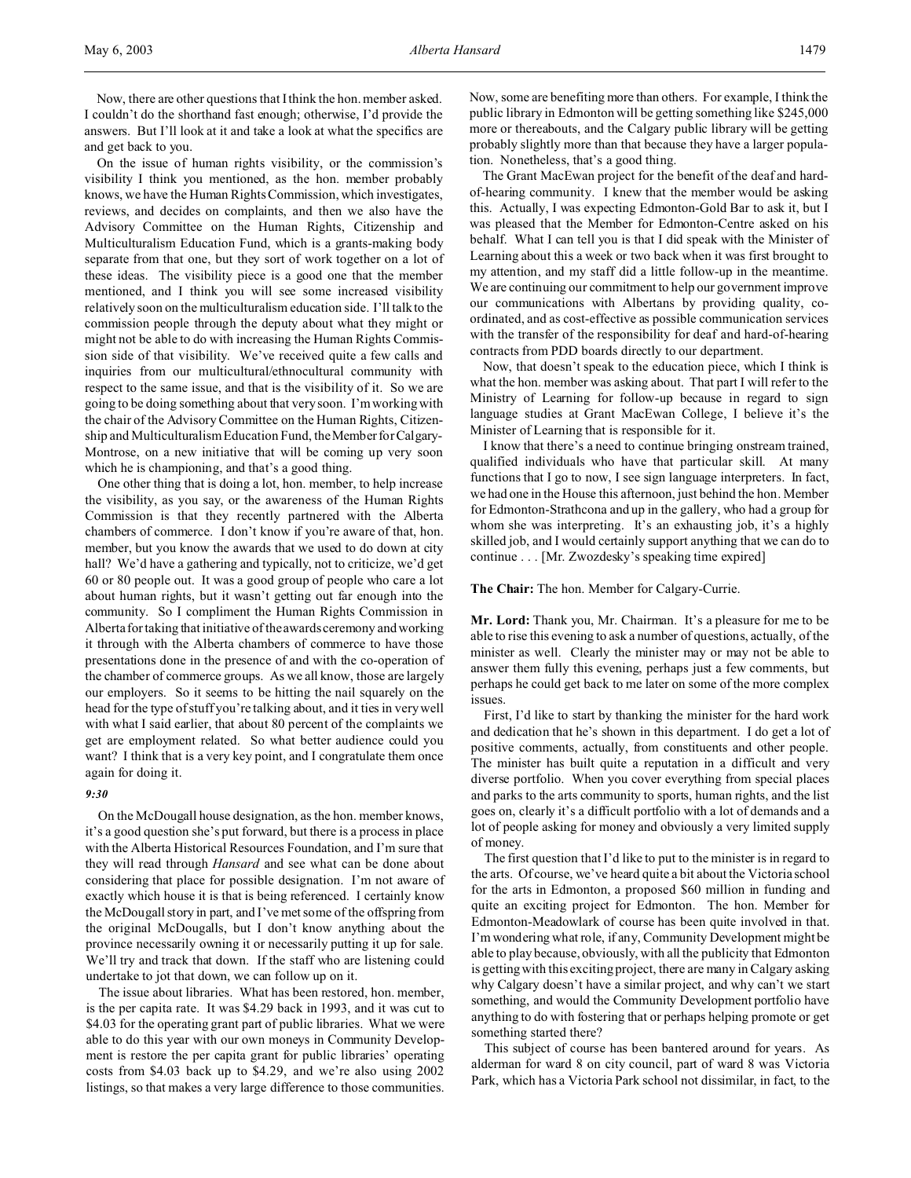Now, there are other questions that I think the hon. member asked. I couldn't do the shorthand fast enough; otherwise, I'd provide the answers. But I'll look at it and take a look at what the specifics are and get back to you.

On the issue of human rights visibility, or the commission's visibility I think you mentioned, as the hon. member probably knows, we have the Human Rights Commission, which investigates, reviews, and decides on complaints, and then we also have the Advisory Committee on the Human Rights, Citizenship and Multiculturalism Education Fund, which is a grants-making body separate from that one, but they sort of work together on a lot of these ideas. The visibility piece is a good one that the member mentioned, and I think you will see some increased visibility relatively soon on the multiculturalism education side. I'll talk to the commission people through the deputy about what they might or might not be able to do with increasing the Human Rights Commission side of that visibility. We've received quite a few calls and inquiries from our multicultural/ethnocultural community with respect to the same issue, and that is the visibility of it. So we are going to be doing something about that very soon. I'm working with the chair of the Advisory Committee on the Human Rights, Citizenship and Multiculturalism Education Fund, the Member for Calgary-Montrose, on a new initiative that will be coming up very soon which he is championing, and that's a good thing.

One other thing that is doing a lot, hon. member, to help increase the visibility, as you say, or the awareness of the Human Rights Commission is that they recently partnered with the Alberta chambers of commerce. I don't know if you're aware of that, hon. member, but you know the awards that we used to do down at city hall? We'd have a gathering and typically, not to criticize, we'd get 60 or 80 people out. It was a good group of people who care a lot about human rights, but it wasn't getting out far enough into the community. So I compliment the Human Rights Commission in Alberta for taking that initiative of the awards ceremony and working it through with the Alberta chambers of commerce to have those presentations done in the presence of and with the co-operation of the chamber of commerce groups. As we all know, those are largely our employers. So it seems to be hitting the nail squarely on the head for the type of stuff you're talking about, and it ties in very well with what I said earlier, that about 80 percent of the complaints we get are employment related. So what better audience could you want? I think that is a very key point, and I congratulate them once again for doing it.

*9:30*

On the McDougall house designation, as the hon. member knows, it's a good question she's put forward, but there is a process in place with the Alberta Historical Resources Foundation, and I'm sure that they will read through *Hansard* and see what can be done about considering that place for possible designation. I'm not aware of exactly which house it is that is being referenced. I certainly know the McDougall story in part, and I've met some of the offspring from the original McDougalls, but I don't know anything about the province necessarily owning it or necessarily putting it up for sale. We'll try and track that down. If the staff who are listening could undertake to jot that down, we can follow up on it.

The issue about libraries. What has been restored, hon. member, is the per capita rate. It was $4.29 back in 1993, and it was cut to $4.03 for the operating grant part of public libraries. What we were able to do this year with our own moneys in Community Development is restore the per capita grant for public libraries' operating costs from $4.03 back up to $4.29, and we're also using 2002 listings, so that makes a very large difference to those communities. Now, some are benefiting more than others. For example, I think the public library in Edmonton will be getting something like $245,000 more or thereabouts, and the Calgary public library will be getting probably slightly more than that because they have a larger population. Nonetheless, that's a good thing.

The Grant MacEwan project for the benefit of the deaf and hard-of-hearing community. I knew that the member would be asking this. Actually, I was expecting Edmonton-Gold Bar to ask it, but I was pleased that the Member for Edmonton-Centre asked on his behalf. What I can tell you is that I did speak with the Minister of Learning about this a week or two back when it was first brought to my attention, and my staff did a little follow-up in the meantime. We are continuing our commitment to help our government improve our communications with Albertans by providing quality, co-ordinated, and as cost-effective as possible communication services with the transfer of the responsibility for deaf and hard-of-hearing contracts from PDD boards directly to our department.

Now, that doesn't speak to the education piece, which I think is what the hon. member was asking about. That part I will refer to the Ministry of Learning for follow-up because in regard to sign language studies at Grant MacEwan College, I believe it's the Minister of Learning that is responsible for it.

I know that there's a need to continue bringing onstream trained, qualified individuals who have that particular skill. At many functions that I go to now, I see sign language interpreters. In fact, we had one in the House this afternoon, just behind the hon. Member for Edmonton-Strathcona and up in the gallery, who had a group for whom she was interpreting. It's an exhausting job, it's a highly skilled job, and I would certainly support anything that we can do to continue . . . [Mr. Zwozdesky's speaking time expired]

**The Chair:** The hon. Member for Calgary-Currie.

**Mr. Lord:** Thank you, Mr. Chairman. It's a pleasure for me to be able to rise this evening to ask a number of questions, actually, of the minister as well. Clearly the minister may or may not be able to answer them fully this evening, perhaps just a few comments, but perhaps he could get back to me later on some of the more complex issues.

First, I'd like to start by thanking the minister for the hard work and dedication that he's shown in this department. I do get a lot of positive comments, actually, from constituents and other people. The minister has built quite a reputation in a difficult and very diverse portfolio. When you cover everything from special places and parks to the arts community to sports, human rights, and the list goes on, clearly it's a difficult portfolio with a lot of demands and a lot of people asking for money and obviously a very limited supply of money.

The first question that I'd like to put to the minister is in regard to the arts. Of course, we've heard quite a bit about the Victoria school for the arts in Edmonton, a proposed $60 million in funding and quite an exciting project for Edmonton. The hon. Member for Edmonton-Meadowlark of course has been quite involved in that. I'm wondering what role, if any, Community Development might be able to play because, obviously, with all the publicity that Edmonton is getting with this exciting project, there are many in Calgary asking why Calgary doesn't have a similar project, and why can't we start something, and would the Community Development portfolio have anything to do with fostering that or perhaps helping promote or get something started there?

This subject of course has been bantered around for years. As alderman for ward 8 on city council, part of ward 8 was Victoria Park, which has a Victoria Park school not dissimilar, in fact, to the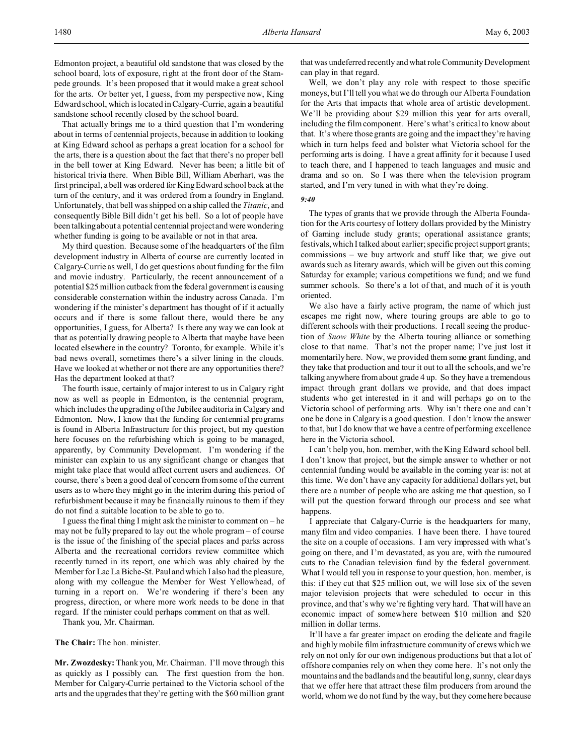Edmonton project, a beautiful old sandstone that was closed by the school board, lots of exposure, right at the front door of the Stampede grounds. It's been proposed that it would make a great school for the arts. Or better yet, I guess, from my perspective now, King Edward school, which is located in Calgary-Currie, again a beautiful sandstone school recently closed by the school board.

That actually brings me to a third question that I'm wondering about in terms of centennial projects, because in addition to looking at King Edward school as perhaps a great location for a school for the arts, there is a question about the fact that there's no proper bell in the bell tower at King Edward. Never has been; a little bit of historical trivia there. When Bible Bill, William Aberhart, was the first principal, a bell was ordered for King Edward school back at the turn of the century, and it was ordered from a foundry in England. Unfortunately, that bell was shipped on a ship called the *Titanic*, and consequently Bible Bill didn't get his bell. So a lot of people have been talking about a potential centennial project and were wondering whether funding is going to be available or not in that area.

My third question. Because some of the headquarters of the film development industry in Alberta of course are currently located in Calgary-Currie as well, I do get questions about funding for the film and movie industry. Particularly, the recent announcement of a potential $25 million cutback from the federal government is causing considerable consternation within the industry across Canada. I'm wondering if the minister's department has thought of if it actually occurs and if there is some fallout there, would there be any opportunities, I guess, for Alberta? Is there any way we can look at that as potentially drawing people to Alberta that maybe have been located elsewhere in the country? Toronto, for example. While it's bad news overall, sometimes there's a silver lining in the clouds. Have we looked at whether or not there are any opportunities there? Has the department looked at that?

The fourth issue, certainly of major interest to us in Calgary right now as well as people in Edmonton, is the centennial program, which includes the upgrading of the Jubilee auditoria in Calgary and Edmonton. Now, I know that the funding for centennial programs is found in Alberta Infrastructure for this project, but my question here focuses on the refurbishing which is going to be managed, apparently, by Community Development. I'm wondering if the minister can explain to us any significant change or changes that might take place that would affect current users and audiences. Of course, there's been a good deal of concern from some of the current users as to where they might go in the interim during this period of refurbishment because it may be financially ruinous to them if they do not find a suitable location to be able to go to.

I guess the final thing I might ask the minister to comment on – he may not be fully prepared to lay out the whole program – of course is the issue of the finishing of the special places and parks across Alberta and the recreational corridors review committee which recently turned in its report, one which was ably chaired by the Member for Lac La Biche-St. Paul and which I also had the pleasure, along with my colleague the Member for West Yellowhead, of turning in a report on. We're wondering if there's been any progress, direction, or where more work needs to be done in that regard. If the minister could perhaps comment on that as well.

Thank you, Mr. Chairman.

**The Chair:** The hon. minister.

**Mr. Zwozdesky:** Thank you, Mr. Chairman. I'll move through this as quickly as I possibly can. The first question from the hon. Member for Calgary-Currie pertained to the Victoria school of the arts and the upgrades that they're getting with the $60 million grant that was undeferred recently and what role Community Development can play in that regard.

Well, we don't play any role with respect to those specific moneys, but I'll tell you what we do through our Alberta Foundation for the Arts that impacts that whole area of artistic development. We'll be providing about $29 million this year for arts overall, including the film component. Here's what's critical to know about that. It's where those grants are going and the impact they're having which in turn helps feed and bolster what Victoria school for the performing arts is doing. I have a great affinity for it because I used to teach there, and I happened to teach languages and music and drama and so on. So I was there when the television program started, and I'm very tuned in with what they're doing.

*9:40*

The types of grants that we provide through the Alberta Foundation for the Arts courtesy of lottery dollars provided by the Ministry of Gaming include study grants; operational assistance grants; festivals, which I talked about earlier; specific project support grants; commissions – we buy artwork and stuff like that; we give out awards such as literary awards, which will be given out this coming Saturday for example; various competitions we fund; and we fund summer schools. So there's a lot of that, and much of it is youth oriented.

We also have a fairly active program, the name of which just escapes me right now, where touring groups are able to go to different schools with their productions. I recall seeing the production of *Snow White* by the Alberta touring alliance or something close to that name. That's not the proper name; I've just lost it momentarily here. Now, we provided them some grant funding, and they take that production and tour it out to all the schools, and we're talking anywhere from about grade 4 up. So they have a tremendous impact through grant dollars we provide, and that does impact students who get interested in it and will perhaps go on to the Victoria school of performing arts. Why isn't there one and can't one be done in Calgary is a good question. I don't know the answer to that, but I do know that we have a centre of performing excellence here in the Victoria school.

I can't help you, hon. member, with the King Edward school bell. I don't know that project, but the simple answer to whether or not centennial funding would be available in the coming year is: not at this time. We don't have any capacity for additional dollars yet, but there are a number of people who are asking me that question, so I will put the question forward through our process and see what happens.

I appreciate that Calgary-Currie is the headquarters for many, many film and video companies. I have been there. I have toured the site on a couple of occasions. I am very impressed with what's going on there, and I'm devastated, as you are, with the rumoured cuts to the Canadian television fund by the federal government. What I would tell you in response to your question, hon. member, is this: if they cut that $25 million out, we will lose six of the seven major television projects that were scheduled to occur in this province, and that's why we're fighting very hard. That will have an economic impact of somewhere between $10 million and $20 million in dollar terms.

It'll have a far greater impact on eroding the delicate and fragile and highly mobile film infrastructure community of crews which we rely on not only for our own indigenous productions but that a lot of offshore companies rely on when they come here. It's not only the mountains and the badlands and the beautiful long, sunny, clear days that we offer here that attract these film producers from around the world, whom we do not fund by the way, but they come here because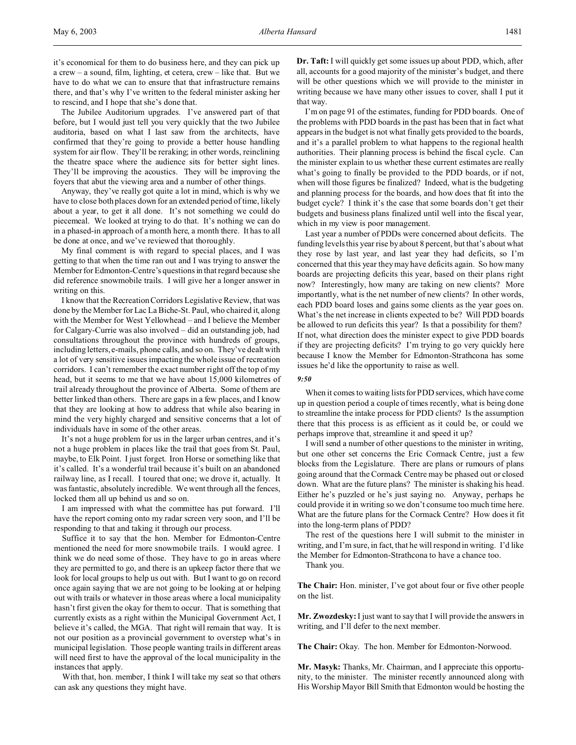it's economical for them to do business here, and they can pick up a crew – a sound, film, lighting, et cetera, crew – like that. But we have to do what we can to ensure that that infrastructure remains there, and that's why I've written to the federal minister asking her to rescind, and I hope that she's done that.

The Jubilee Auditorium upgrades. I've answered part of that before, but I would just tell you very quickly that the two Jubilee auditoria, based on what I last saw from the architects, have confirmed that they're going to provide a better house handling system for air flow. They'll be reraking; in other words, reinclining the theatre space where the audience sits for better sight lines. They'll be improving the acoustics. They will be improving the foyers that abut the viewing area and a number of other things.

Anyway, they've really got quite a lot in mind, which is why we have to close both places down for an extended period of time, likely about a year, to get it all done. It's not something we could do piecemeal. We looked at trying to do that. It's nothing we can do in a phased-in approach of a month here, a month there. It has to all be done at once, and we've reviewed that thoroughly.

My final comment is with regard to special places, and I was getting to that when the time ran out and I was trying to answer the Member for Edmonton-Centre's questions in that regard because she did reference snowmobile trails. I will give her a longer answer in writing on this.

I know that the Recreation Corridors Legislative Review, that was done by the Member for Lac La Biche-St. Paul, who chaired it, along with the Member for West Yellowhead – and I believe the Member for Calgary-Currie was also involved – did an outstanding job, had consultations throughout the province with hundreds of groups, including letters, e-mails, phone calls, and so on. They've dealt with a lot of very sensitive issues impacting the whole issue of recreation corridors. I can't remember the exact number right off the top of my head, but it seems to me that we have about 15,000 kilometres of trail already throughout the province of Alberta. Some of them are better linked than others. There are gaps in a few places, and I know that they are looking at how to address that while also bearing in mind the very highly charged and sensitive concerns that a lot of individuals have in some of the other areas.

It's not a huge problem for us in the larger urban centres, and it's not a huge problem in places like the trail that goes from St. Paul, maybe, to Elk Point. I just forget. Iron Horse or something like that it's called. It's a wonderful trail because it's built on an abandoned railway line, as I recall. I toured that one; we drove it, actually. It was fantastic, absolutely incredible. We went through all the fences, locked them all up behind us and so on.

I am impressed with what the committee has put forward. I'll have the report coming onto my radar screen very soon, and I'll be responding to that and taking it through our process.

Suffice it to say that the hon. Member for Edmonton-Centre mentioned the need for more snowmobile trails. I would agree. I think we do need some of those. They have to go in areas where they are permitted to go, and there is an upkeep factor there that we look for local groups to help us out with. But I want to go on record once again saying that we are not going to be looking at or helping out with trails or whatever in those areas where a local municipality hasn't first given the okay for them to occur. That is something that currently exists as a right within the Municipal Government Act, I believe it's called, the MGA. That right will remain that way. It is not our position as a provincial government to overstep what's in municipal legislation. Those people wanting trails in different areas will need first to have the approval of the local municipality in the instances that apply.

With that, hon. member, I think I will take my seat so that others can ask any questions they might have.

**Dr. Taft:** I will quickly get some issues up about PDD, which, after all, accounts for a good majority of the minister's budget, and there will be other questions which we will provide to the minister in writing because we have many other issues to cover, shall I put it that way.

I'm on page 91 of the estimates, funding for PDD boards. One of the problems with PDD boards in the past has been that in fact what appears in the budget is not what finally gets provided to the boards, and it's a parallel problem to what happens to the regional health authorities. Their planning process is behind the fiscal cycle. Can the minister explain to us whether these current estimates are really what's going to finally be provided to the PDD boards, or if not, when will those figures be finalized? Indeed, what is the budgeting and planning process for the boards, and how does that fit into the budget cycle? I think it's the case that some boards don't get their budgets and business plans finalized until well into the fiscal year, which in my view is poor management.

Last year a number of PDDs were concerned about deficits. The funding levels this year rise by about 8 percent, but that's about what they rose by last year, and last year they had deficits, so I'm concerned that this year they may have deficits again. So how many boards are projecting deficits this year, based on their plans right now? Interestingly, how many are taking on new clients? More importantly, what is the net number of new clients? In other words, each PDD board loses and gains some clients as the year goes on. What's the net increase in clients expected to be? Will PDD boards be allowed to run deficits this year? Is that a possibility for them? If not, what direction does the minister expect to give PDD boards if they are projecting deficits? I'm trying to go very quickly here because I know the Member for Edmonton-Strathcona has some issues he'd like the opportunity to raise as well.

*9:50*

When it comes to waiting lists for PDD services, which have come up in question period a couple of times recently, what is being done to streamline the intake process for PDD clients? Is the assumption there that this process is as efficient as it could be, or could we perhaps improve that, streamline it and speed it up?

I will send a number of other questions to the minister in writing, but one other set concerns the Eric Cormack Centre, just a few blocks from the Legislature. There are plans or rumours of plans going around that the Cormack Centre may be phased out or closed down. What are the future plans? The minister is shaking his head. Either he's puzzled or he's just saying no. Anyway, perhaps he could provide it in writing so we don't consume too much time here. What are the future plans for the Cormack Centre? How does it fit into the long-term plans of PDD?

The rest of the questions here I will submit to the minister in writing, and I'm sure, in fact, that he will respond in writing. I'd like the Member for Edmonton-Strathcona to have a chance too.

Thank you.

**The Chair:** Hon. minister, I've got about four or five other people on the list.

**Mr. Zwozdesky:** I just want to say that I will provide the answers in writing, and I'll defer to the next member.

**The Chair:** Okay. The hon. Member for Edmonton-Norwood.

**Mr. Masyk:** Thanks, Mr. Chairman, and I appreciate this opportunity, to the minister. The minister recently announced along with His Worship Mayor Bill Smith that Edmonton would be hosting the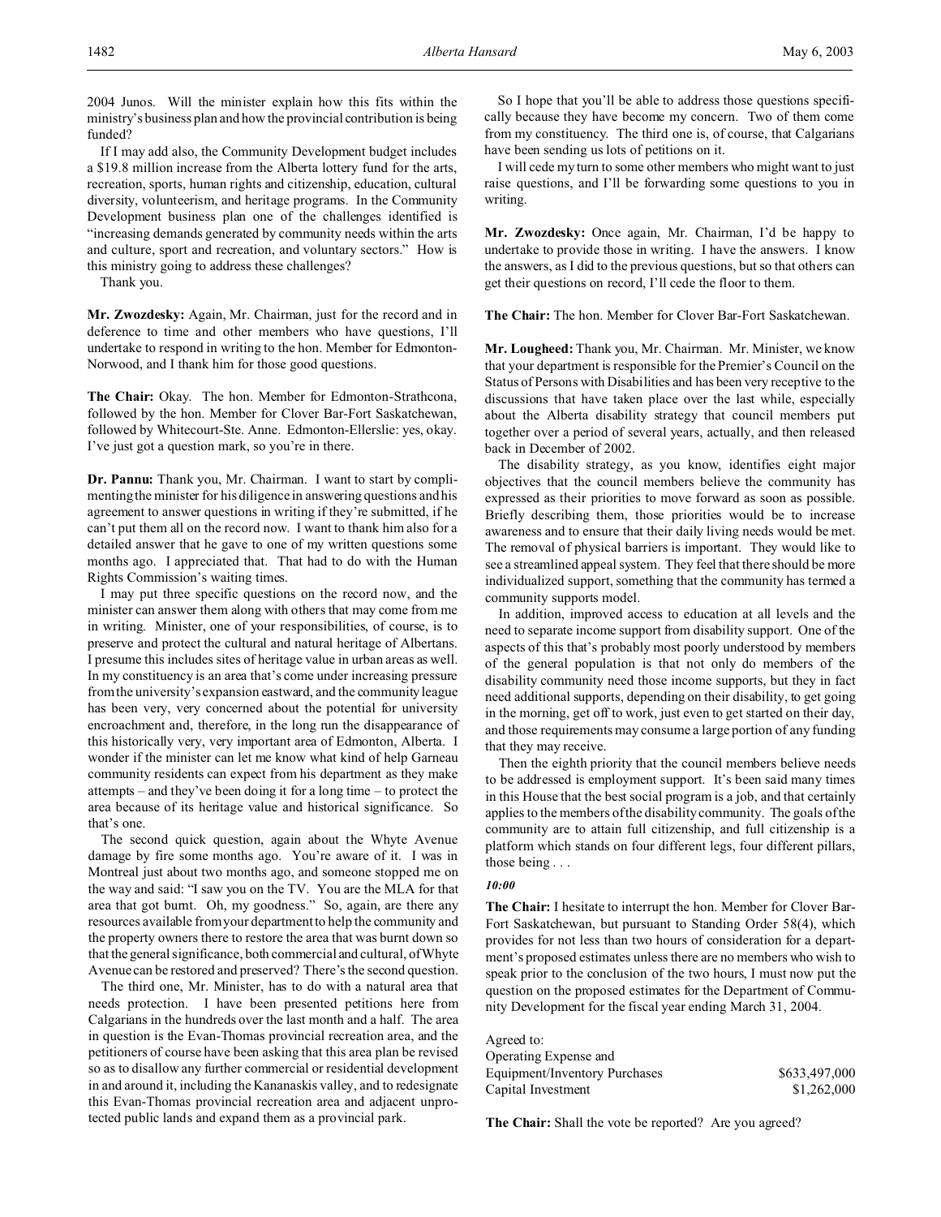2004 Junos. Will the minister explain how this fits within the ministry's business plan and how the provincial contribution is being funded?

If I may add also, the Community Development budget includes a $19.8 million increase from the Alberta lottery fund for the arts, recreation, sports, human rights and citizenship, education, cultural diversity, volunteerism, and heritage programs. In the Community Development business plan one of the challenges identified is "increasing demands generated by community needs within the arts and culture, sport and recreation, and voluntary sectors." How is this ministry going to address these challenges?

Thank you.

**Mr. Zwozdesky:** Again, Mr. Chairman, just for the record and in deference to time and other members who have questions, I'll undertake to respond in writing to the hon. Member for Edmonton-Norwood, and I thank him for those good questions.

**The Chair:** Okay. The hon. Member for Edmonton-Strathcona, followed by the hon. Member for Clover Bar-Fort Saskatchewan, followed by Whitecourt-Ste. Anne. Edmonton-Ellerslie: yes, okay. I've just got a question mark, so you're in there.

**Dr. Pannu:** Thank you, Mr. Chairman. I want to start by complimenting the minister for his diligence in answering questions and his agreement to answer questions in writing if they're submitted, if he can't put them all on the record now. I want to thank him also for a detailed answer that he gave to one of my written questions some months ago. I appreciated that. That had to do with the Human Rights Commission's waiting times.

I may put three specific questions on the record now, and the minister can answer them along with others that may come from me in writing. Minister, one of your responsibilities, of course, is to preserve and protect the cultural and natural heritage of Albertans. I presume this includes sites of heritage value in urban areas as well. In my constituency is an area that's come under increasing pressure from the university's expansion eastward, and the community league has been very, very concerned about the potential for university encroachment and, therefore, in the long run the disappearance of this historically very, very important area of Edmonton, Alberta. I wonder if the minister can let me know what kind of help Garneau community residents can expect from his department as they make attempts – and they've been doing it for a long time – to protect the area because of its heritage value and historical significance. So that's one.

The second quick question, again about the Whyte Avenue damage by fire some months ago. You're aware of it. I was in Montreal just about two months ago, and someone stopped me on the way and said: "I saw you on the TV. You are the MLA for that area that got burnt. Oh, my goodness." So, again, are there any resources available from your department to help the community and the property owners there to restore the area that was burnt down so that the general significance, both commercial and cultural, of Whyte Avenue can be restored and preserved? There's the second question.

The third one, Mr. Minister, has to do with a natural area that needs protection. I have been presented petitions here from Calgarians in the hundreds over the last month and a half. The area in question is the Evan-Thomas provincial recreation area, and the petitioners of course have been asking that this area plan be revised so as to disallow any further commercial or residential development in and around it, including the Kananaskis valley, and to redesignate this Evan-Thomas provincial recreation area and adjacent unprotected public lands and expand them as a provincial park.

So I hope that you'll be able to address those questions specifically because they have become my concern. Two of them come from my constituency. The third one is, of course, that Calgarians have been sending us lots of petitions on it.

I will cede my turn to some other members who might want to just raise questions, and I'll be forwarding some questions to you in writing.

**Mr. Zwozdesky:** Once again, Mr. Chairman, I'd be happy to undertake to provide those in writing. I have the answers. I know the answers, as I did to the previous questions, but so that others can get their questions on record, I'll cede the floor to them.

**The Chair:** The hon. Member for Clover Bar-Fort Saskatchewan.

**Mr. Lougheed:** Thank you, Mr. Chairman. Mr. Minister, we know that your department is responsible for the Premier's Council on the Status of Persons with Disabilities and has been very receptive to the discussions that have taken place over the last while, especially about the Alberta disability strategy that council members put together over a period of several years, actually, and then released back in December of 2002.

The disability strategy, as you know, identifies eight major objectives that the council members believe the community has expressed as their priorities to move forward as soon as possible. Briefly describing them, those priorities would be to increase awareness and to ensure that their daily living needs would be met. The removal of physical barriers is important. They would like to see a streamlined appeal system. They feel that there should be more individualized support, something that the community has termed a community supports model.

In addition, improved access to education at all levels and the need to separate income support from disability support. One of the aspects of this that's probably most poorly understood by members of the general population is that not only do members of the disability community need those income supports, but they in fact need additional supports, depending on their disability, to get going in the morning, get off to work, just even to get started on their day, and those requirements may consume a large portion of any funding that they may receive.

Then the eighth priority that the council members believe needs to be addressed is employment support. It's been said many times in this House that the best social program is a job, and that certainly applies to the members of the disability community. The goals of the community are to attain full citizenship, and full citizenship is a platform which stands on four different legs, four different pillars, those being . . .

*10:00*

**The Chair:** I hesitate to interrupt the hon. Member for Clover Bar-Fort Saskatchewan, but pursuant to Standing Order 58(4), which provides for not less than two hours of consideration for a department's proposed estimates unless there are no members who wish to speak prior to the conclusion of the two hours, I must now put the question on the proposed estimates for the Department of Community Development for the fiscal year ending March 31, 2004.

Agreed to:

| | |
|---|---|
| Operating Expense and Equipment/Inventory Purchases | $633,497,000 |
| Capital Investment | $1,262,000 |

**The Chair:** Shall the vote be reported? Are you agreed?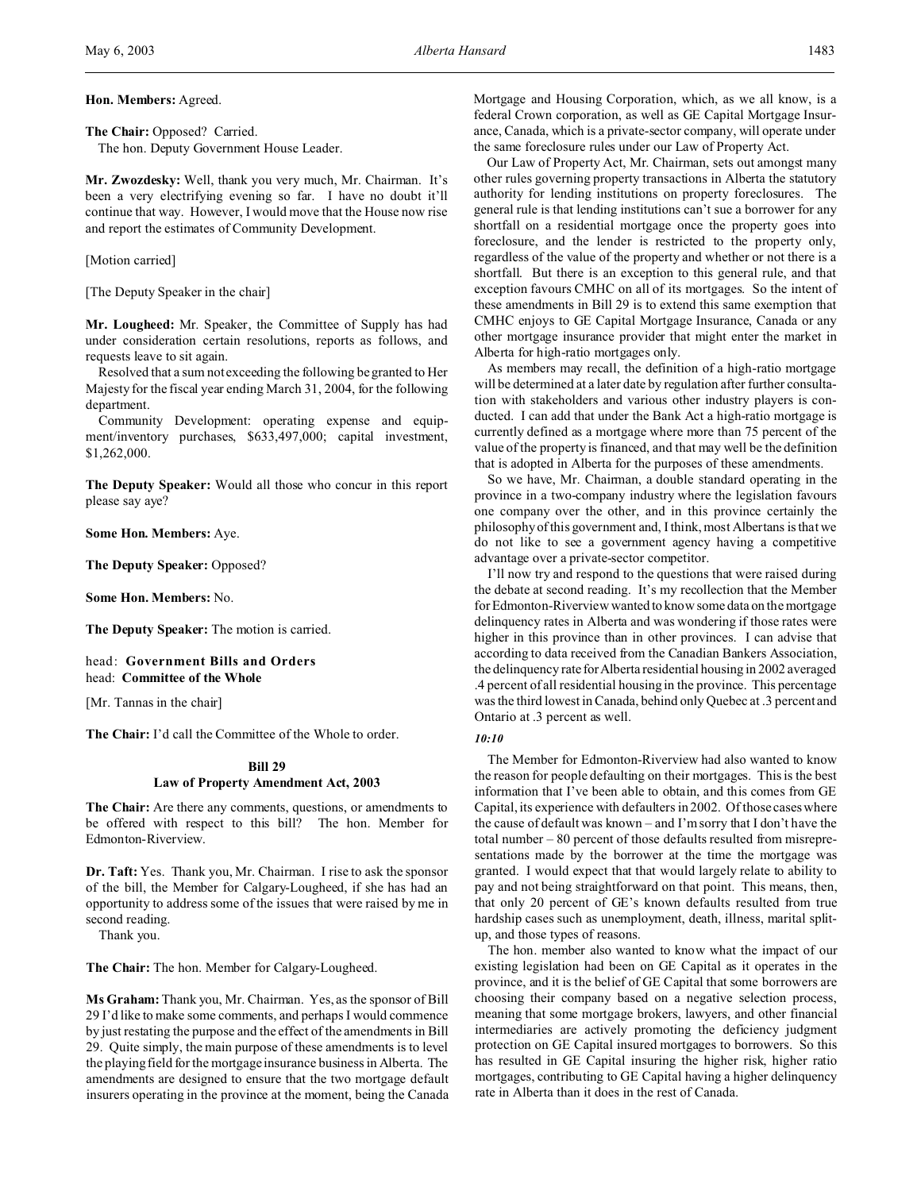**Hon. Members:** Agreed.

**The Chair:** Opposed? Carried.

The hon. Deputy Government House Leader.

**Mr. Zwozdesky:** Well, thank you very much, Mr. Chairman. It's been a very electrifying evening so far. I have no doubt it'll continue that way. However, I would move that the House now rise and report the estimates of Community Development.

[Motion carried]

[The Deputy Speaker in the chair]

**Mr. Lougheed:** Mr. Speaker, the Committee of Supply has had under consideration certain resolutions, reports as follows, and requests leave to sit again.

Resolved that a sum not exceeding the following be granted to Her Majesty for the fiscal year ending March 31, 2004, for the following department.

Community Development: operating expense and equipment/inventory purchases, $633,497,000; capital investment, $1,262,000.

**The Deputy Speaker:** Would all those who concur in this report please say aye?

**Some Hon. Members:** Aye.

**The Deputy Speaker:** Opposed?

**Some Hon. Members:** No.

**The Deputy Speaker:** The motion is carried.

head: **Government Bills and Orders**
head: **Committee of the Whole**

[Mr. Tannas in the chair]

**The Chair:** I'd call the Committee of the Whole to order.

### Bill 29
### Law of Property Amendment Act, 2003

**The Chair:** Are there any comments, questions, or amendments to be offered with respect to this bill? The hon. Member for Edmonton-Riverview.

**Dr. Taft:** Yes. Thank you, Mr. Chairman. I rise to ask the sponsor of the bill, the Member for Calgary-Lougheed, if she has had an opportunity to address some of the issues that were raised by me in second reading.

Thank you.

**The Chair:** The hon. Member for Calgary-Lougheed.

**Ms Graham:** Thank you, Mr. Chairman. Yes, as the sponsor of Bill 29 I'd like to make some comments, and perhaps I would commence by just restating the purpose and the effect of the amendments in Bill 29. Quite simply, the main purpose of these amendments is to level the playing field for the mortgage insurance business in Alberta. The amendments are designed to ensure that the two mortgage default insurers operating in the province at the moment, being the Canada Mortgage and Housing Corporation, which, as we all know, is a federal Crown corporation, as well as GE Capital Mortgage Insurance, Canada, which is a private-sector company, will operate under the same foreclosure rules under our Law of Property Act.

Our Law of Property Act, Mr. Chairman, sets out amongst many other rules governing property transactions in Alberta the statutory authority for lending institutions on property foreclosures. The general rule is that lending institutions can't sue a borrower for any shortfall on a residential mortgage once the property goes into foreclosure, and the lender is restricted to the property only, regardless of the value of the property and whether or not there is a shortfall. But there is an exception to this general rule, and that exception favours CMHC on all of its mortgages. So the intent of these amendments in Bill 29 is to extend this same exemption that CMHC enjoys to GE Capital Mortgage Insurance, Canada or any other mortgage insurance provider that might enter the market in Alberta for high-ratio mortgages only.

As members may recall, the definition of a high-ratio mortgage will be determined at a later date by regulation after further consultation with stakeholders and various other industry players is conducted. I can add that under the Bank Act a high-ratio mortgage is currently defined as a mortgage where more than 75 percent of the value of the property is financed, and that may well be the definition that is adopted in Alberta for the purposes of these amendments.

So we have, Mr. Chairman, a double standard operating in the province in a two-company industry where the legislation favours one company over the other, and in this province certainly the philosophy of this government and, I think, most Albertans is that we do not like to see a government agency having a competitive advantage over a private-sector competitor.

I'll now try and respond to the questions that were raised during the debate at second reading. It's my recollection that the Member for Edmonton-Riverview wanted to know some data on the mortgage delinquency rates in Alberta and was wondering if those rates were higher in this province than in other provinces. I can advise that according to data received from the Canadian Bankers Association, the delinquency rate for Alberta residential housing in 2002 averaged .4 percent of all residential housing in the province. This percentage was the third lowest in Canada, behind only Quebec at .3 percent and Ontario at .3 percent as well.

*10:10*

The Member for Edmonton-Riverview had also wanted to know the reason for people defaulting on their mortgages. This is the best information that I've been able to obtain, and this comes from GE Capital, its experience with defaulters in 2002. Of those cases where the cause of default was known – and I'm sorry that I don't have the total number – 80 percent of those defaults resulted from misrepresentations made by the borrower at the time the mortgage was granted. I would expect that that would largely relate to ability to pay and not being straightforward on that point. This means, then, that only 20 percent of GE's known defaults resulted from true hardship cases such as unemployment, death, illness, marital split-up, and those types of reasons.

The hon. member also wanted to know what the impact of our existing legislation had been on GE Capital as it operates in the province, and it is the belief of GE Capital that some borrowers are choosing their company based on a negative selection process, meaning that some mortgage brokers, lawyers, and other financial intermediaries are actively promoting the deficiency judgment protection on GE Capital insured mortgages to borrowers. So this has resulted in GE Capital insuring the higher risk, higher ratio mortgages, contributing to GE Capital having a higher delinquency rate in Alberta than it does in the rest of Canada.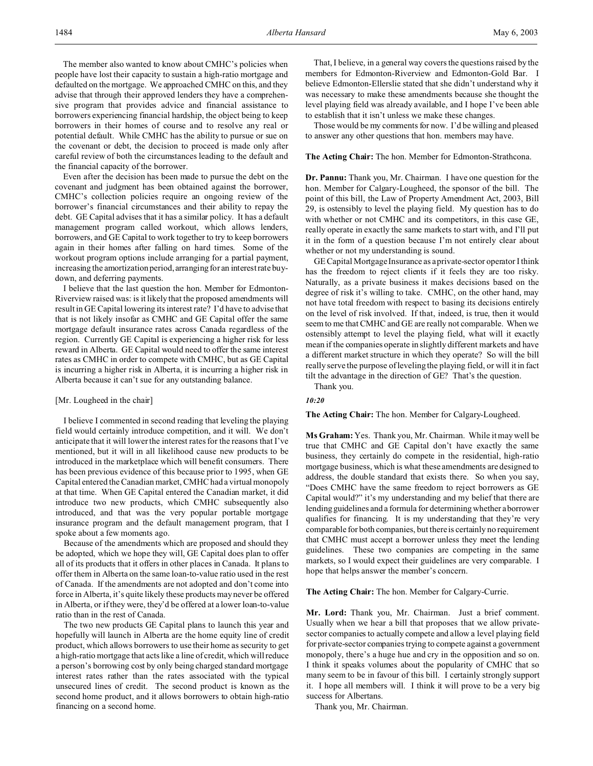The member also wanted to know about CMHC's policies when people have lost their capacity to sustain a high-ratio mortgage and defaulted on the mortgage. We approached CMHC on this, and they advise that through their approved lenders they have a comprehensive program that provides advice and financial assistance to borrowers experiencing financial hardship, the object being to keep borrowers in their homes of course and to resolve any real or potential default. While CMHC has the ability to pursue or sue on the covenant or debt, the decision to proceed is made only after careful review of both the circumstances leading to the default and the financial capacity of the borrower.

Even after the decision has been made to pursue the debt on the covenant and judgment has been obtained against the borrower, CMHC's collection policies require an ongoing review of the borrower's financial circumstances and their ability to repay the debt. GE Capital advises that it has a similar policy. It has a default management program called workout, which allows lenders, borrowers, and GE Capital to work together to try to keep borrowers again in their homes after falling on hard times. Some of the workout program options include arranging for a partial payment, increasing the amortization period, arranging for an interest rate buydown, and deferring payments.

I believe that the last question the hon. Member for Edmonton-Riverview raised was: is it likely that the proposed amendments will result in GE Capital lowering its interest rate? I'd have to advise that that is not likely insofar as CMHC and GE Capital offer the same mortgage default insurance rates across Canada regardless of the region. Currently GE Capital is experiencing a higher risk for less reward in Alberta. GE Capital would need to offer the same interest rates as CMHC in order to compete with CMHC, but as GE Capital is incurring a higher risk in Alberta, it is incurring a higher risk in Alberta because it can't sue for any outstanding balance.

[Mr. Lougheed in the chair]

I believe I commented in second reading that leveling the playing field would certainly introduce competition, and it will. We don't anticipate that it will lower the interest rates for the reasons that I've mentioned, but it will in all likelihood cause new products to be introduced in the marketplace which will benefit consumers. There has been previous evidence of this because prior to 1995, when GE Capital entered the Canadian market, CMHC had a virtual monopoly at that time. When GE Capital entered the Canadian market, it did introduce two new products, which CMHC subsequently also introduced, and that was the very popular portable mortgage insurance program and the default management program, that I spoke about a few moments ago.

Because of the amendments which are proposed and should they be adopted, which we hope they will, GE Capital does plan to offer all of its products that it offers in other places in Canada. It plans to offer them in Alberta on the same loan-to-value ratio used in the rest of Canada. If the amendments are not adopted and don't come into force in Alberta, it's quite likely these products may never be offered in Alberta, or if they were, they'd be offered at a lower loan-to-value ratio than in the rest of Canada.

The two new products GE Capital plans to launch this year and hopefully will launch in Alberta are the home equity line of credit product, which allows borrowers to use their home as security to get a high-ratio mortgage that acts like a line of credit, which will reduce a person's borrowing cost by only being charged standard mortgage interest rates rather than the rates associated with the typical unsecured lines of credit. The second product is known as the second home product, and it allows borrowers to obtain high-ratio financing on a second home.

That, I believe, in a general way covers the questions raised by the members for Edmonton-Riverview and Edmonton-Gold Bar. I believe Edmonton-Ellerslie stated that she didn't understand why it was necessary to make these amendments because she thought the level playing field was already available, and I hope I've been able to establish that it isn't unless we make these changes.

Those would be my comments for now. I'd be willing and pleased to answer any other questions that hon. members may have.

**The Acting Chair:** The hon. Member for Edmonton-Strathcona.

**Dr. Pannu:** Thank you, Mr. Chairman. I have one question for the hon. Member for Calgary-Lougheed, the sponsor of the bill. The point of this bill, the Law of Property Amendment Act, 2003, Bill 29, is ostensibly to level the playing field. My question has to do with whether or not CMHC and its competitors, in this case GE, really operate in exactly the same markets to start with, and I'll put it in the form of a question because I'm not entirely clear about whether or not my understanding is sound.

GE Capital Mortgage Insurance as a private-sector operator I think has the freedom to reject clients if it feels they are too risky. Naturally, as a private business it makes decisions based on the degree of risk it's willing to take. CMHC, on the other hand, may not have total freedom with respect to basing its decisions entirely on the level of risk involved. If that, indeed, is true, then it would seem to me that CMHC and GE are really not comparable. When we ostensibly attempt to level the playing field, what will it exactly mean if the companies operate in slightly different markets and have a different market structure in which they operate? So will the bill really serve the purpose of leveling the playing field, or will it in fact tilt the advantage in the direction of GE? That's the question.

Thank you.

*10:20*

**The Acting Chair:** The hon. Member for Calgary-Lougheed.

**Ms Graham:** Yes. Thank you, Mr. Chairman. While it may well be true that CMHC and GE Capital don't have exactly the same business, they certainly do compete in the residential, high-ratio mortgage business, which is what these amendments are designed to address, the double standard that exists there. So when you say, "Does CMHC have the same freedom to reject borrowers as GE Capital would?" it's my understanding and my belief that there are lending guidelines and a formula for determining whether a borrower qualifies for financing. It is my understanding that they're very comparable for both companies, but there is certainly no requirement that CMHC must accept a borrower unless they meet the lending guidelines. These two companies are competing in the same markets, so I would expect their guidelines are very comparable. I hope that helps answer the member's concern.

**The Acting Chair:** The hon. Member for Calgary-Currie.

**Mr. Lord:** Thank you, Mr. Chairman. Just a brief comment. Usually when we hear a bill that proposes that we allow private-sector companies to actually compete and allow a level playing field for private-sector companies trying to compete against a government monopoly, there's a huge hue and cry in the opposition and so on. I think it speaks volumes about the popularity of CMHC that so many seem to be in favour of this bill. I certainly strongly support it. I hope all members will. I think it will prove to be a very big success for Albertans.

Thank you, Mr. Chairman.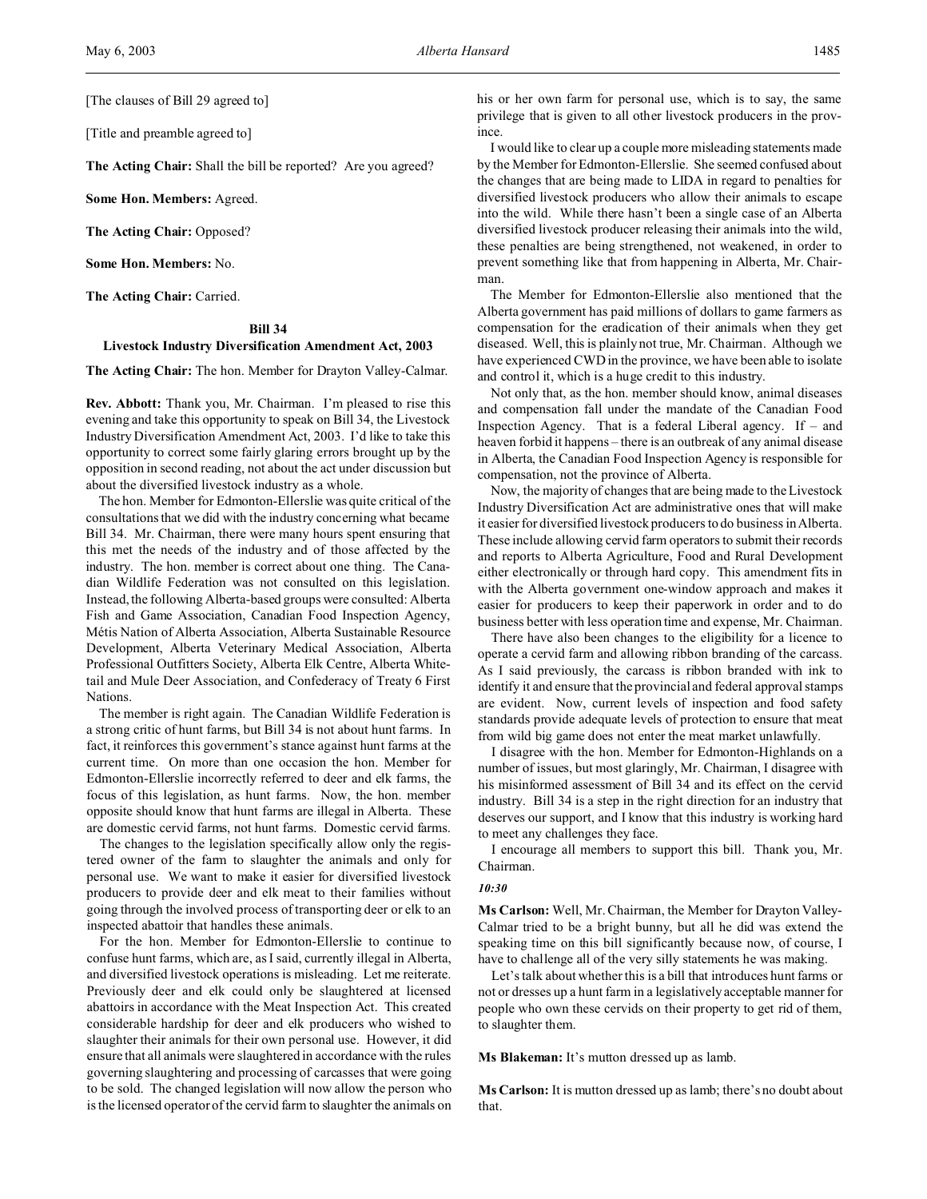[The clauses of Bill 29 agreed to]

[Title and preamble agreed to]

**The Acting Chair:** Shall the bill be reported? Are you agreed?

**Some Hon. Members:** Agreed.

**The Acting Chair:** Opposed?

**Some Hon. Members:** No.

**The Acting Chair:** Carried.

### Bill 34
### Livestock Industry Diversification Amendment Act, 2003

**The Acting Chair:** The hon. Member for Drayton Valley-Calmar.

**Rev. Abbott:** Thank you, Mr. Chairman. I'm pleased to rise this evening and take this opportunity to speak on Bill 34, the Livestock Industry Diversification Amendment Act, 2003. I'd like to take this opportunity to correct some fairly glaring errors brought up by the opposition in second reading, not about the act under discussion but about the diversified livestock industry as a whole.

The hon. Member for Edmonton-Ellerslie was quite critical of the consultations that we did with the industry concerning what became Bill 34. Mr. Chairman, there were many hours spent ensuring that this met the needs of the industry and of those affected by the industry. The hon. member is correct about one thing. The Canadian Wildlife Federation was not consulted on this legislation. Instead, the following Alberta-based groups were consulted: Alberta Fish and Game Association, Canadian Food Inspection Agency, Métis Nation of Alberta Association, Alberta Sustainable Resource Development, Alberta Veterinary Medical Association, Alberta Professional Outfitters Society, Alberta Elk Centre, Alberta Whitetail and Mule Deer Association, and Confederacy of Treaty 6 First Nations.

The member is right again. The Canadian Wildlife Federation is a strong critic of hunt farms, but Bill 34 is not about hunt farms. In fact, it reinforces this government's stance against hunt farms at the current time. On more than one occasion the hon. Member for Edmonton-Ellerslie incorrectly referred to deer and elk farms, the focus of this legislation, as hunt farms. Now, the hon. member opposite should know that hunt farms are illegal in Alberta. These are domestic cervid farms, not hunt farms. Domestic cervid farms.

The changes to the legislation specifically allow only the registered owner of the farm to slaughter the animals and only for personal use. We want to make it easier for diversified livestock producers to provide deer and elk meat to their families without going through the involved process of transporting deer or elk to an inspected abattoir that handles these animals.

For the hon. Member for Edmonton-Ellerslie to continue to confuse hunt farms, which are, as I said, currently illegal in Alberta, and diversified livestock operations is misleading. Let me reiterate. Previously deer and elk could only be slaughtered at licensed abattoirs in accordance with the Meat Inspection Act. This created considerable hardship for deer and elk producers who wished to slaughter their animals for their own personal use. However, it did ensure that all animals were slaughtered in accordance with the rules governing slaughtering and processing of carcasses that were going to be sold. The changed legislation will now allow the person who is the licensed operator of the cervid farm to slaughter the animals on his or her own farm for personal use, which is to say, the same privilege that is given to all other livestock producers in the province.

I would like to clear up a couple more misleading statements made by the Member for Edmonton-Ellerslie. She seemed confused about the changes that are being made to LIDA in regard to penalties for diversified livestock producers who allow their animals to escape into the wild. While there hasn't been a single case of an Alberta diversified livestock producer releasing their animals into the wild, these penalties are being strengthened, not weakened, in order to prevent something like that from happening in Alberta, Mr. Chairman.

The Member for Edmonton-Ellerslie also mentioned that the Alberta government has paid millions of dollars to game farmers as compensation for the eradication of their animals when they get diseased. Well, this is plainly not true, Mr. Chairman. Although we have experienced CWD in the province, we have been able to isolate and control it, which is a huge credit to this industry.

Not only that, as the hon. member should know, animal diseases and compensation fall under the mandate of the Canadian Food Inspection Agency. That is a federal Liberal agency. If – and heaven forbid it happens – there is an outbreak of any animal disease in Alberta, the Canadian Food Inspection Agency is responsible for compensation, not the province of Alberta.

Now, the majority of changes that are being made to the Livestock Industry Diversification Act are administrative ones that will make it easier for diversified livestock producers to do business in Alberta. These include allowing cervid farm operators to submit their records and reports to Alberta Agriculture, Food and Rural Development either electronically or through hard copy. This amendment fits in with the Alberta government one-window approach and makes it easier for producers to keep their paperwork in order and to do business better with less operation time and expense, Mr. Chairman.

There have also been changes to the eligibility for a licence to operate a cervid farm and allowing ribbon branding of the carcass. As I said previously, the carcass is ribbon branded with ink to identify it and ensure that the provincial and federal approval stamps are evident. Now, current levels of inspection and food safety standards provide adequate levels of protection to ensure that meat from wild big game does not enter the meat market unlawfully.

I disagree with the hon. Member for Edmonton-Highlands on a number of issues, but most glaringly, Mr. Chairman, I disagree with his misinformed assessment of Bill 34 and its effect on the cervid industry. Bill 34 is a step in the right direction for an industry that deserves our support, and I know that this industry is working hard to meet any challenges they face.

I encourage all members to support this bill. Thank you, Mr. Chairman.

*10:30*

**Ms Carlson:** Well, Mr. Chairman, the Member for Drayton Valley-Calmar tried to be a bright bunny, but all he did was extend the speaking time on this bill significantly because now, of course, I have to challenge all of the very silly statements he was making.

Let's talk about whether this is a bill that introduces hunt farms or not or dresses up a hunt farm in a legislatively acceptable manner for people who own these cervids on their property to get rid of them, to slaughter them.

**Ms Blakeman:** It's mutton dressed up as lamb.

**Ms Carlson:** It is mutton dressed up as lamb; there's no doubt about that.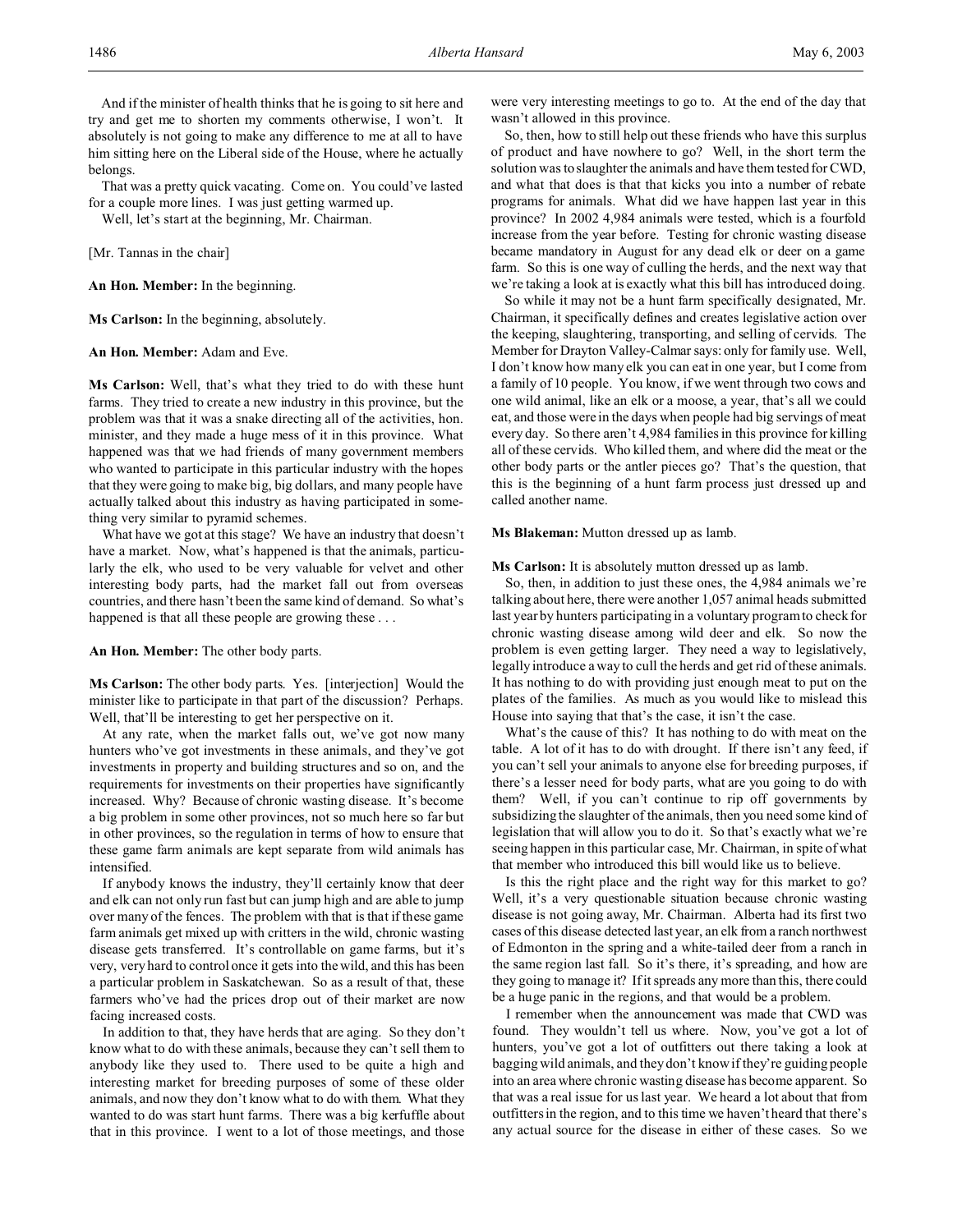And if the minister of health thinks that he is going to sit here and try and get me to shorten my comments otherwise, I won't. It absolutely is not going to make any difference to me at all to have him sitting here on the Liberal side of the House, where he actually belongs.

That was a pretty quick vacating. Come on. You could've lasted for a couple more lines. I was just getting warmed up.

Well, let's start at the beginning, Mr. Chairman.

[Mr. Tannas in the chair]

**An Hon. Member:** In the beginning.

**Ms Carlson:** In the beginning, absolutely.

**An Hon. Member:** Adam and Eve.

**Ms Carlson:** Well, that's what they tried to do with these hunt farms. They tried to create a new industry in this province, but the problem was that it was a snake directing all of the activities, hon. minister, and they made a huge mess of it in this province. What happened was that we had friends of many government members who wanted to participate in this particular industry with the hopes that they were going to make big, big dollars, and many people have actually talked about this industry as having participated in something very similar to pyramid schemes.

What have we got at this stage? We have an industry that doesn't have a market. Now, what's happened is that the animals, particularly the elk, who used to be very valuable for velvet and other interesting body parts, had the market fall out from overseas countries, and there hasn't been the same kind of demand. So what's happened is that all these people are growing these . . .

**An Hon. Member:** The other body parts.

**Ms Carlson:** The other body parts. Yes. [interjection] Would the minister like to participate in that part of the discussion? Perhaps. Well, that'll be interesting to get her perspective on it.

At any rate, when the market falls out, we've got now many hunters who've got investments in these animals, and they've got investments in property and building structures and so on, and the requirements for investments on their properties have significantly increased. Why? Because of chronic wasting disease. It's become a big problem in some other provinces, not so much here so far but in other provinces, so the regulation in terms of how to ensure that these game farm animals are kept separate from wild animals has intensified.

If anybody knows the industry, they'll certainly know that deer and elk can not only run fast but can jump high and are able to jump over many of the fences. The problem with that is that if these game farm animals get mixed up with critters in the wild, chronic wasting disease gets transferred. It's controllable on game farms, but it's very, very hard to control once it gets into the wild, and this has been a particular problem in Saskatchewan. So as a result of that, these farmers who've had the prices drop out of their market are now facing increased costs.

In addition to that, they have herds that are aging. So they don't know what to do with these animals, because they can't sell them to anybody like they used to. There used to be quite a high and interesting market for breeding purposes of some of these older animals, and now they don't know what to do with them. What they wanted to do was start hunt farms. There was a big kerfuffle about that in this province. I went to a lot of those meetings, and those were very interesting meetings to go to. At the end of the day that wasn't allowed in this province.

So, then, how to still help out these friends who have this surplus of product and have nowhere to go? Well, in the short term the solution was to slaughter the animals and have them tested for CWD, and what that does is that kicks you into a number of rebate programs for animals. What did we have happen last year in this province? In 2002 4,984 animals were tested, which is a fourfold increase from the year before. Testing for chronic wasting disease became mandatory in August for any dead elk or deer on a game farm. So this is one way of culling the herds, and the next way that we're taking a look at is exactly what this bill has introduced doing.

So while it may not be a hunt farm specifically designated, Mr. Chairman, it specifically defines and creates legislative action over the keeping, slaughtering, transporting, and selling of cervids. The Member for Drayton Valley-Calmar says: only for family use. Well, I don't know how many elk you can eat in one year, but I come from a family of 10 people. You know, if we went through two cows and one wild animal, like an elk or a moose, a year, that's all we could eat, and those were in the days when people had big servings of meat every day. So there aren't 4,984 families in this province for killing all of these cervids. Who killed them, and where did the meat or the other body parts or the antler pieces go? That's the question, that this is the beginning of a hunt farm process just dressed up and called another name.

**Ms Blakeman:** Mutton dressed up as lamb.

**Ms Carlson:** It is absolutely mutton dressed up as lamb.

So, then, in addition to just these ones, the 4,984 animals we're talking about here, there were another 1,057 animal heads submitted last year by hunters participating in a voluntary program to check for chronic wasting disease among wild deer and elk. So now the problem is even getting larger. They need a way to legislatively, legally introduce a way to cull the herds and get rid of these animals. It has nothing to do with providing just enough meat to put on the plates of the families. As much as you would like to mislead this House into saying that that's the case, it isn't the case.

What's the cause of this? It has nothing to do with meat on the table. A lot of it has to do with drought. If there isn't any feed, if you can't sell your animals to anyone else for breeding purposes, if there's a lesser need for body parts, what are you going to do with them? Well, if you can't continue to rip off governments by subsidizing the slaughter of the animals, then you need some kind of legislation that will allow you to do it. So that's exactly what we're seeing happen in this particular case, Mr. Chairman, in spite of what that member who introduced this bill would like us to believe.

Is this the right place and the right way for this market to go? Well, it's a very questionable situation because chronic wasting disease is not going away, Mr. Chairman. Alberta had its first two cases of this disease detected last year, an elk from a ranch northwest of Edmonton in the spring and a white-tailed deer from a ranch in the same region last fall. So it's there, it's spreading, and how are they going to manage it? If it spreads any more than this, there could be a huge panic in the regions, and that would be a problem.

I remember when the announcement was made that CWD was found. They wouldn't tell us where. Now, you've got a lot of hunters, you've got a lot of outfitters out there taking a look at bagging wild animals, and they don't know if they're guiding people into an area where chronic wasting disease has become apparent. So that was a real issue for us last year. We heard a lot about that from outfitters in the region, and to this time we haven't heard that there's any actual source for the disease in either of these cases. So we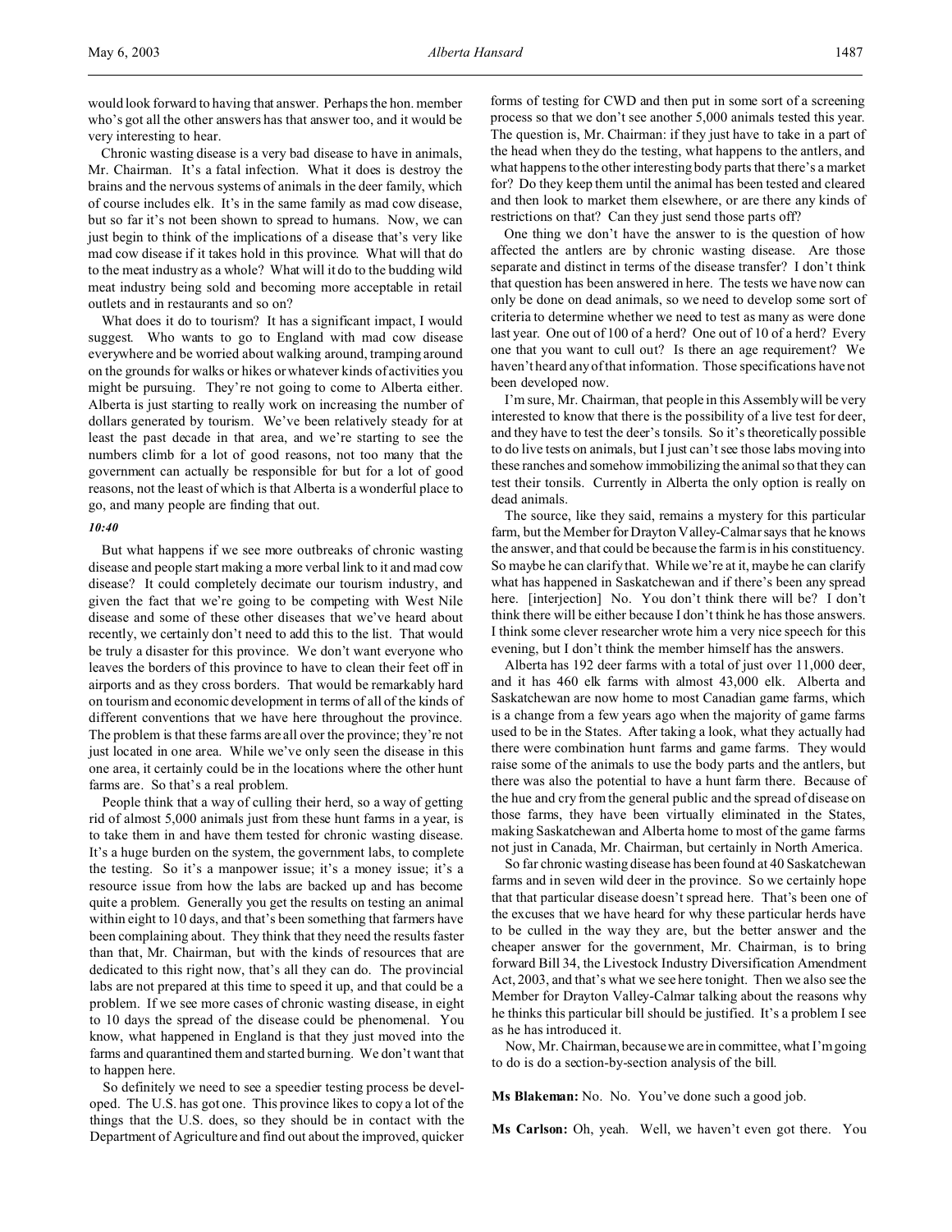would look forward to having that answer. Perhaps the hon. member who's got all the other answers has that answer too, and it would be very interesting to hear.

Chronic wasting disease is a very bad disease to have in animals, Mr. Chairman. It's a fatal infection. What it does is destroy the brains and the nervous systems of animals in the deer family, which of course includes elk. It's in the same family as mad cow disease, but so far it's not been shown to spread to humans. Now, we can just begin to think of the implications of a disease that's very like mad cow disease if it takes hold in this province. What will that do to the meat industry as a whole? What will it do to the budding wild meat industry being sold and becoming more acceptable in retail outlets and in restaurants and so on?

What does it do to tourism? It has a significant impact, I would suggest. Who wants to go to England with mad cow disease everywhere and be worried about walking around, tramping around on the grounds for walks or hikes or whatever kinds of activities you might be pursuing. They're not going to come to Alberta either. Alberta is just starting to really work on increasing the number of dollars generated by tourism. We've been relatively steady for at least the past decade in that area, and we're starting to see the numbers climb for a lot of good reasons, not too many that the government can actually be responsible for but for a lot of good reasons, not the least of which is that Alberta is a wonderful place to go, and many people are finding that out.

*10:40*

But what happens if we see more outbreaks of chronic wasting disease and people start making a more verbal link to it and mad cow disease? It could completely decimate our tourism industry, and given the fact that we're going to be competing with West Nile disease and some of these other diseases that we've heard about recently, we certainly don't need to add this to the list. That would be truly a disaster for this province. We don't want everyone who leaves the borders of this province to have to clean their feet off in airports and as they cross borders. That would be remarkably hard on tourism and economic development in terms of all of the kinds of different conventions that we have here throughout the province. The problem is that these farms are all over the province; they're not just located in one area. While we've only seen the disease in this one area, it certainly could be in the locations where the other hunt farms are. So that's a real problem.

People think that a way of culling their herd, so a way of getting rid of almost 5,000 animals just from these hunt farms in a year, is to take them in and have them tested for chronic wasting disease. It's a huge burden on the system, the government labs, to complete the testing. So it's a manpower issue; it's a money issue; it's a resource issue from how the labs are backed up and has become quite a problem. Generally you get the results on testing an animal within eight to 10 days, and that's been something that farmers have been complaining about. They think that they need the results faster than that, Mr. Chairman, but with the kinds of resources that are dedicated to this right now, that's all they can do. The provincial labs are not prepared at this time to speed it up, and that could be a problem. If we see more cases of chronic wasting disease, in eight to 10 days the spread of the disease could be phenomenal. You know, what happened in England is that they just moved into the farms and quarantined them and started burning. We don't want that to happen here.

So definitely we need to see a speedier testing process be developed. The U.S. has got one. This province likes to copy a lot of the things that the U.S. does, so they should be in contact with the Department of Agriculture and find out about the improved, quicker forms of testing for CWD and then put in some sort of a screening process so that we don't see another 5,000 animals tested this year. The question is, Mr. Chairman: if they just have to take in a part of the head when they do the testing, what happens to the antlers, and what happens to the other interesting body parts that there's a market for? Do they keep them until the animal has been tested and cleared and then look to market them elsewhere, or are there any kinds of restrictions on that? Can they just send those parts off?

One thing we don't have the answer to is the question of how affected the antlers are by chronic wasting disease. Are those separate and distinct in terms of the disease transfer? I don't think that question has been answered in here. The tests we have now can only be done on dead animals, so we need to develop some sort of criteria to determine whether we need to test as many as were done last year. One out of 100 of a herd? One out of 10 of a herd? Every one that you want to cull out? Is there an age requirement? We haven't heard any of that information. Those specifications have not been developed now.

I'm sure, Mr. Chairman, that people in this Assembly will be very interested to know that there is the possibility of a live test for deer, and they have to test the deer's tonsils. So it's theoretically possible to do live tests on animals, but I just can't see those labs moving into these ranches and somehow immobilizing the animal so that they can test their tonsils. Currently in Alberta the only option is really on dead animals.

The source, like they said, remains a mystery for this particular farm, but the Member for Drayton Valley-Calmar says that he knows the answer, and that could be because the farm is in his constituency. So maybe he can clarify that. While we're at it, maybe he can clarify what has happened in Saskatchewan and if there's been any spread here. [interjection] No. You don't think there will be? I don't think there will be either because I don't think he has those answers. I think some clever researcher wrote him a very nice speech for this evening, but I don't think the member himself has the answers.

Alberta has 192 deer farms with a total of just over 11,000 deer, and it has 460 elk farms with almost 43,000 elk. Alberta and Saskatchewan are now home to most Canadian game farms, which is a change from a few years ago when the majority of game farms used to be in the States. After taking a look, what they actually had there were combination hunt farms and game farms. They would raise some of the animals to use the body parts and the antlers, but there was also the potential to have a hunt farm there. Because of the hue and cry from the general public and the spread of disease on those farms, they have been virtually eliminated in the States, making Saskatchewan and Alberta home to most of the game farms not just in Canada, Mr. Chairman, but certainly in North America.

So far chronic wasting disease has been found at 40 Saskatchewan farms and in seven wild deer in the province. So we certainly hope that that particular disease doesn't spread here. That's been one of the excuses that we have heard for why these particular herds have to be culled in the way they are, but the better answer and the cheaper answer for the government, Mr. Chairman, is to bring forward Bill 34, the Livestock Industry Diversification Amendment Act, 2003, and that's what we see here tonight. Then we also see the Member for Drayton Valley-Calmar talking about the reasons why he thinks this particular bill should be justified. It's a problem I see as he has introduced it.

Now, Mr. Chairman, because we are in committee, what I'm going to do is do a section-by-section analysis of the bill.

**Ms Blakeman:** No. No. You've done such a good job.

**Ms Carlson:** Oh, yeah. Well, we haven't even got there. You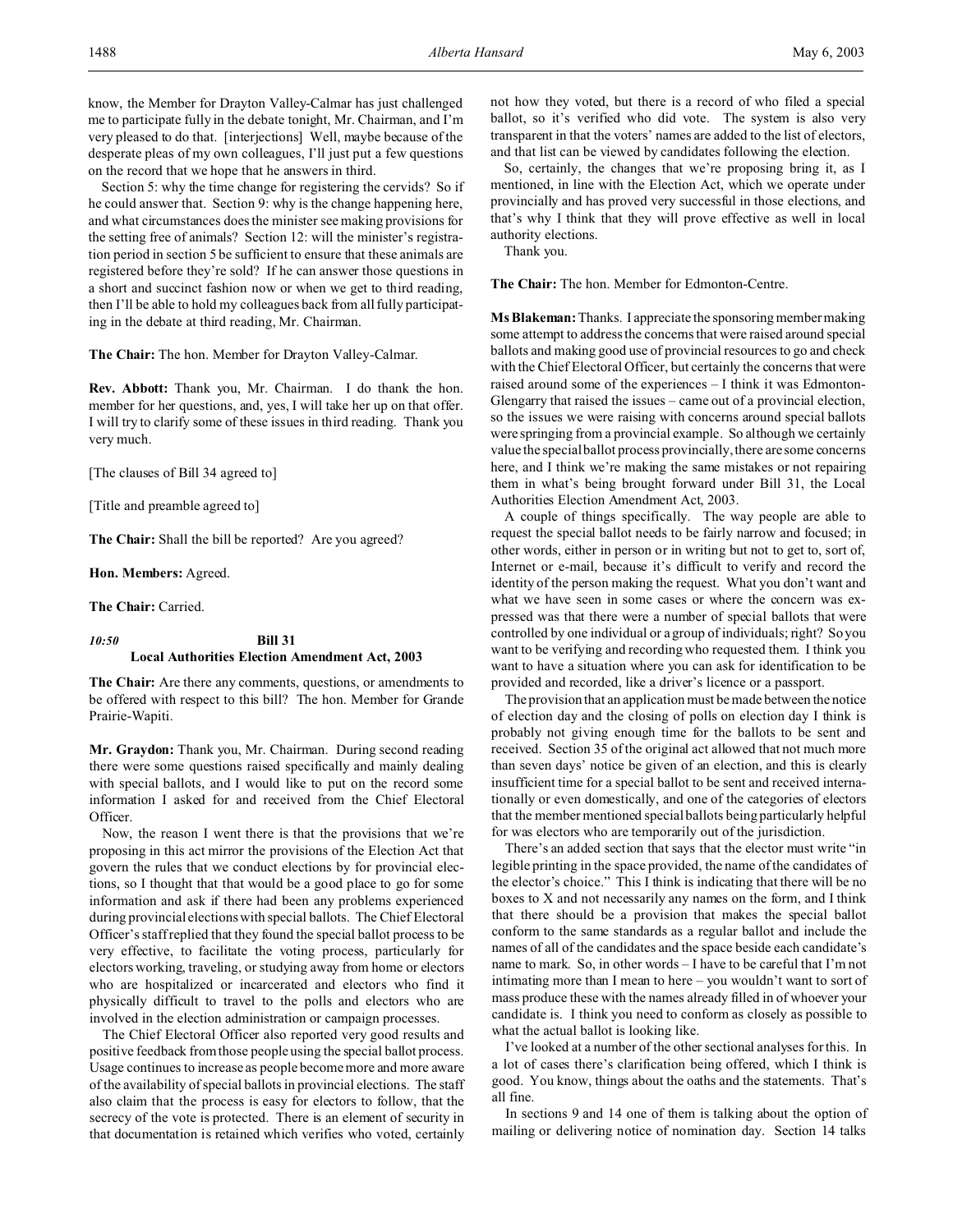know, the Member for Drayton Valley-Calmar has just challenged me to participate fully in the debate tonight, Mr. Chairman, and I'm very pleased to do that. [interjections] Well, maybe because of the desperate pleas of my own colleagues, I'll just put a few questions on the record that we hope that he answers in third.

Section 5: why the time change for registering the cervids? So if he could answer that. Section 9: why is the change happening here, and what circumstances does the minister see making provisions for the setting free of animals? Section 12: will the minister's registration period in section 5 be sufficient to ensure that these animals are registered before they're sold? If he can answer those questions in a short and succinct fashion now or when we get to third reading, then I'll be able to hold my colleagues back from all fully participating in the debate at third reading, Mr. Chairman.

**The Chair:** The hon. Member for Drayton Valley-Calmar.

**Rev. Abbott:** Thank you, Mr. Chairman. I do thank the hon. member for her questions, and, yes, I will take her up on that offer. I will try to clarify some of these issues in third reading. Thank you very much.

[The clauses of Bill 34 agreed to]

[Title and preamble agreed to]

**The Chair:** Shall the bill be reported? Are you agreed?

**Hon. Members:** Agreed.

**The Chair:** Carried.

*10:50*

**Bill 31**
**Local Authorities Election Amendment Act, 2003**

**The Chair:** Are there any comments, questions, or amendments to be offered with respect to this bill? The hon. Member for Grande Prairie-Wapiti.

**Mr. Graydon:** Thank you, Mr. Chairman. During second reading there were some questions raised specifically and mainly dealing with special ballots, and I would like to put on the record some information I asked for and received from the Chief Electoral Officer.

Now, the reason I went there is that the provisions that we're proposing in this act mirror the provisions of the Election Act that govern the rules that we conduct elections by for provincial elections, so I thought that that would be a good place to go for some information and ask if there had been any problems experienced during provincial elections with special ballots. The Chief Electoral Officer's staff replied that they found the special ballot process to be very effective, to facilitate the voting process, particularly for electors working, traveling, or studying away from home or electors who are hospitalized or incarcerated and electors who find it physically difficult to travel to the polls and electors who are involved in the election administration or campaign processes.

The Chief Electoral Officer also reported very good results and positive feedback from those people using the special ballot process. Usage continues to increase as people become more and more aware of the availability of special ballots in provincial elections. The staff also claim that the process is easy for electors to follow, that the secrecy of the vote is protected. There is an element of security in that documentation is retained which verifies who voted, certainly not how they voted, but there is a record of who filed a special ballot, so it's verified who did vote. The system is also very transparent in that the voters' names are added to the list of electors, and that list can be viewed by candidates following the election.

So, certainly, the changes that we're proposing bring it, as I mentioned, in line with the Election Act, which we operate under provincially and has proved very successful in those elections, and that's why I think that they will prove effective as well in local authority elections.

Thank you.

**The Chair:** The hon. Member for Edmonton-Centre.

**Ms Blakeman:** Thanks. I appreciate the sponsoring member making some attempt to address the concerns that were raised around special ballots and making good use of provincial resources to go and check with the Chief Electoral Officer, but certainly the concerns that were raised around some of the experiences – I think it was Edmonton-Glengarry that raised the issues – came out of a provincial election, so the issues we were raising with concerns around special ballots were springing from a provincial example. So although we certainly value the special ballot process provincially, there are some concerns here, and I think we're making the same mistakes or not repairing them in what's being brought forward under Bill 31, the Local Authorities Election Amendment Act, 2003.

A couple of things specifically. The way people are able to request the special ballot needs to be fairly narrow and focused; in other words, either in person or in writing but not to get to, sort of, Internet or e-mail, because it's difficult to verify and record the identity of the person making the request. What you don't want and what we have seen in some cases or where the concern was expressed was that there were a number of special ballots that were controlled by one individual or a group of individuals; right? So you want to be verifying and recording who requested them. I think you want to have a situation where you can ask for identification to be provided and recorded, like a driver's licence or a passport.

The provision that an application must be made between the notice of election day and the closing of polls on election day I think is probably not giving enough time for the ballots to be sent and received. Section 35 of the original act allowed that not much more than seven days' notice be given of an election, and this is clearly insufficient time for a special ballot to be sent and received internationally or even domestically, and one of the categories of electors that the member mentioned special ballots being particularly helpful for was electors who are temporarily out of the jurisdiction.

There's an added section that says that the elector must write "in legible printing in the space provided, the name of the candidates of the elector's choice." This I think is indicating that there will be no boxes to X and not necessarily any names on the form, and I think that there should be a provision that makes the special ballot conform to the same standards as a regular ballot and include the names of all of the candidates and the space beside each candidate's name to mark. So, in other words – I have to be careful that I'm not intimating more than I mean to here – you wouldn't want to sort of mass produce these with the names already filled in of whoever your candidate is. I think you need to conform as closely as possible to what the actual ballot is looking like.

I've looked at a number of the other sectional analyses for this. In a lot of cases there's clarification being offered, which I think is good. You know, things about the oaths and the statements. That's all fine.

In sections 9 and 14 one of them is talking about the option of mailing or delivering notice of nomination day. Section 14 talks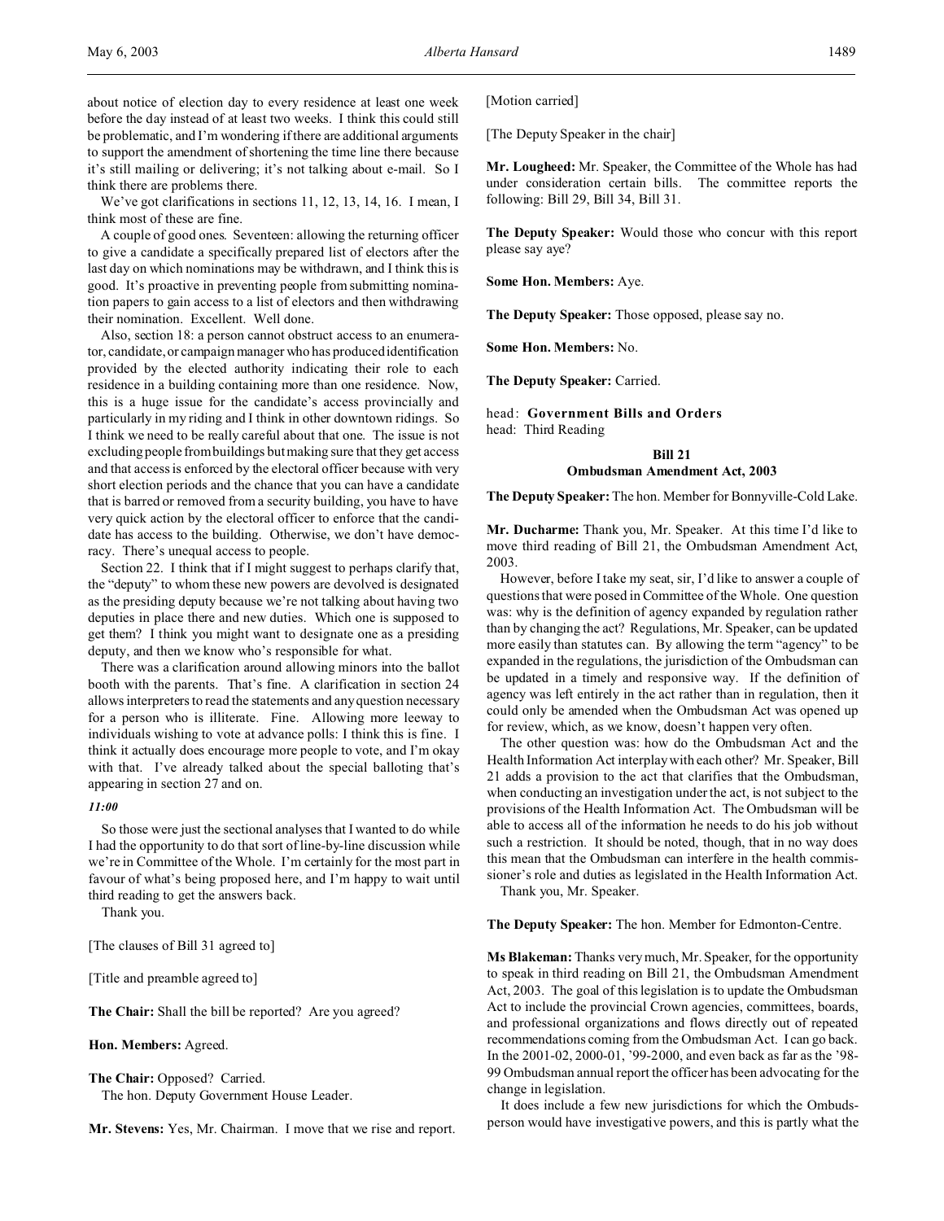about notice of election day to every residence at least one week before the day instead of at least two weeks. I think this could still be problematic, and I'm wondering if there are additional arguments to support the amendment of shortening the time line there because it's still mailing or delivering; it's not talking about e-mail. So I think there are problems there.

We've got clarifications in sections 11, 12, 13, 14, 16. I mean, I think most of these are fine.

A couple of good ones. Seventeen: allowing the returning officer to give a candidate a specifically prepared list of electors after the last day on which nominations may be withdrawn, and I think this is good. It's proactive in preventing people from submitting nomination papers to gain access to a list of electors and then withdrawing their nomination. Excellent. Well done.

Also, section 18: a person cannot obstruct access to an enumerator, candidate, or campaign manager who has produced identification provided by the elected authority indicating their role to each residence in a building containing more than one residence. Now, this is a huge issue for the candidate's access provincially and particularly in my riding and I think in other downtown ridings. So I think we need to be really careful about that one. The issue is not excluding people from buildings but making sure that they get access and that access is enforced by the electoral officer because with very short election periods and the chance that you can have a candidate that is barred or removed from a security building, you have to have very quick action by the electoral officer to enforce that the candidate has access to the building. Otherwise, we don't have democracy. There's unequal access to people.

Section 22. I think that if I might suggest to perhaps clarify that, the "deputy" to whom these new powers are devolved is designated as the presiding deputy because we're not talking about having two deputies in place there and new duties. Which one is supposed to get them? I think you might want to designate one as a presiding deputy, and then we know who's responsible for what.

There was a clarification around allowing minors into the ballot booth with the parents. That's fine. A clarification in section 24 allows interpreters to read the statements and any question necessary for a person who is illiterate. Fine. Allowing more leeway to individuals wishing to vote at advance polls: I think this is fine. I think it actually does encourage more people to vote, and I'm okay with that. I've already talked about the special balloting that's appearing in section 27 and on.

*11:00*

So those were just the sectional analyses that I wanted to do while I had the opportunity to do that sort of line-by-line discussion while we're in Committee of the Whole. I'm certainly for the most part in favour of what's being proposed here, and I'm happy to wait until third reading to get the answers back.

Thank you.

[The clauses of Bill 31 agreed to]

[Title and preamble agreed to]

**The Chair:** Shall the bill be reported? Are you agreed?

**Hon. Members:** Agreed.

**The Chair:** Opposed? Carried.

The hon. Deputy Government House Leader.

**Mr. Stevens:** Yes, Mr. Chairman. I move that we rise and report.

[Motion carried]

[The Deputy Speaker in the chair]

**Mr. Lougheed:** Mr. Speaker, the Committee of the Whole has had under consideration certain bills. The committee reports the following: Bill 29, Bill 34, Bill 31.

**The Deputy Speaker:** Would those who concur with this report please say aye?

**Some Hon. Members:** Aye.

**The Deputy Speaker:** Those opposed, please say no.

**Some Hon. Members:** No.

**The Deputy Speaker:** Carried.

head: **Government Bills and Orders**
head: Third Reading

### Bill 21
### Ombudsman Amendment Act, 2003

**The Deputy Speaker:** The hon. Member for Bonnyville-Cold Lake.

**Mr. Ducharme:** Thank you, Mr. Speaker. At this time I'd like to move third reading of Bill 21, the Ombudsman Amendment Act, 2003.

However, before I take my seat, sir, I'd like to answer a couple of questions that were posed in Committee of the Whole. One question was: why is the definition of agency expanded by regulation rather than by changing the act? Regulations, Mr. Speaker, can be updated more easily than statutes can. By allowing the term "agency" to be expanded in the regulations, the jurisdiction of the Ombudsman can be updated in a timely and responsive way. If the definition of agency was left entirely in the act rather than in regulation, then it could only be amended when the Ombudsman Act was opened up for review, which, as we know, doesn't happen very often.

The other question was: how do the Ombudsman Act and the Health Information Act interplay with each other? Mr. Speaker, Bill 21 adds a provision to the act that clarifies that the Ombudsman, when conducting an investigation under the act, is not subject to the provisions of the Health Information Act. The Ombudsman will be able to access all of the information he needs to do his job without such a restriction. It should be noted, though, that in no way does this mean that the Ombudsman can interfere in the health commissioner's role and duties as legislated in the Health Information Act.

Thank you, Mr. Speaker.

**The Deputy Speaker:** The hon. Member for Edmonton-Centre.

**Ms Blakeman:** Thanks very much, Mr. Speaker, for the opportunity to speak in third reading on Bill 21, the Ombudsman Amendment Act, 2003. The goal of this legislation is to update the Ombudsman Act to include the provincial Crown agencies, committees, boards, and professional organizations and flows directly out of repeated recommendations coming from the Ombudsman Act. I can go back. In the 2001-02, 2000-01, '99-2000, and even back as far as the '98-99 Ombudsman annual report the officer has been advocating for the change in legislation.

It does include a few new jurisdictions for which the Ombudsperson would have investigative powers, and this is partly what the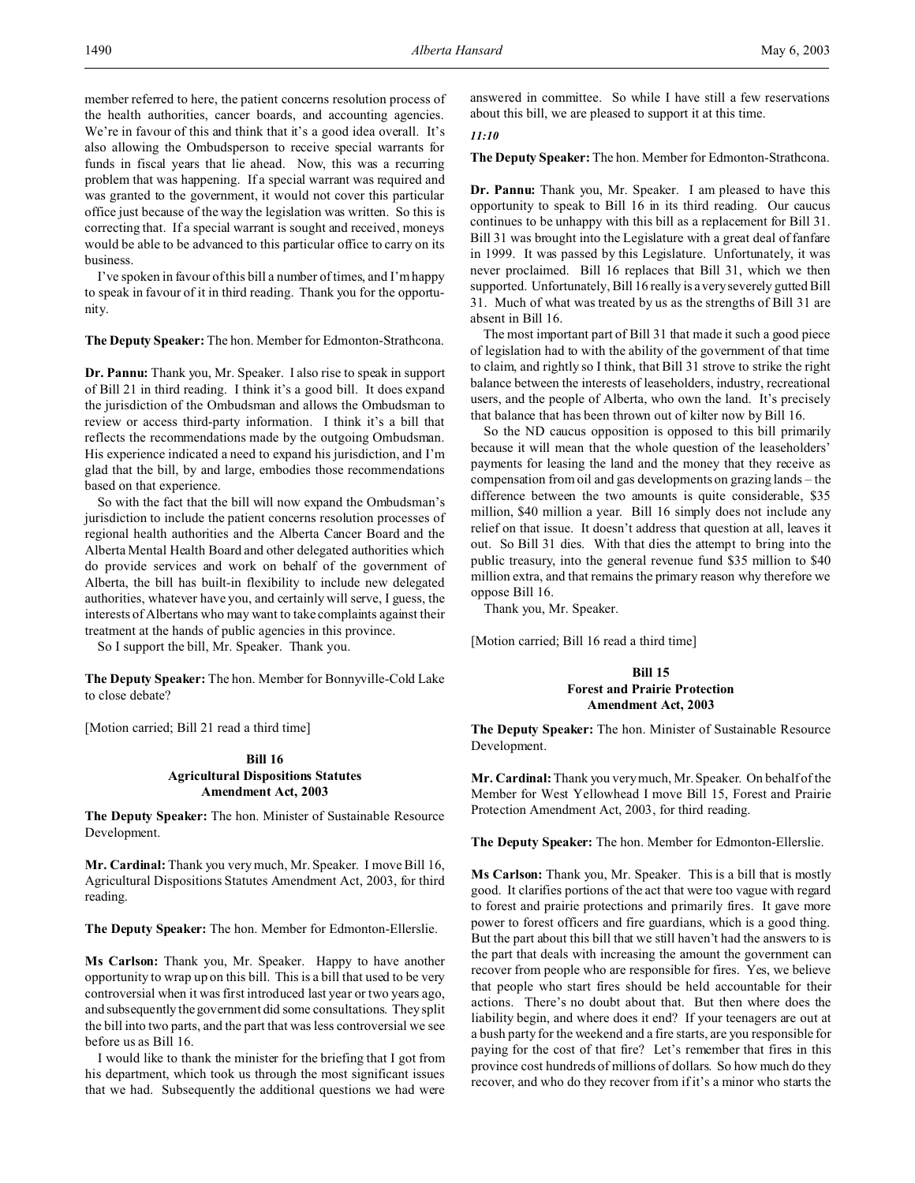member referred to here, the patient concerns resolution process of the health authorities, cancer boards, and accounting agencies. We're in favour of this and think that it's a good idea overall. It's also allowing the Ombudsperson to receive special warrants for funds in fiscal years that lie ahead. Now, this was a recurring problem that was happening. If a special warrant was required and was granted to the government, it would not cover this particular office just because of the way the legislation was written. So this is correcting that. If a special warrant is sought and received, moneys would be able to be advanced to this particular office to carry on its business.

I've spoken in favour of this bill a number of times, and I'm happy to speak in favour of it in third reading. Thank you for the opportunity.

**The Deputy Speaker:** The hon. Member for Edmonton-Strathcona.

**Dr. Pannu:** Thank you, Mr. Speaker. I also rise to speak in support of Bill 21 in third reading. I think it's a good bill. It does expand the jurisdiction of the Ombudsman and allows the Ombudsman to review or access third-party information. I think it's a bill that reflects the recommendations made by the outgoing Ombudsman. His experience indicated a need to expand his jurisdiction, and I'm glad that the bill, by and large, embodies those recommendations based on that experience.

So with the fact that the bill will now expand the Ombudsman's jurisdiction to include the patient concerns resolution processes of regional health authorities and the Alberta Cancer Board and the Alberta Mental Health Board and other delegated authorities which do provide services and work on behalf of the government of Alberta, the bill has built-in flexibility to include new delegated authorities, whatever have you, and certainly will serve, I guess, the interests of Albertans who may want to take complaints against their treatment at the hands of public agencies in this province.

So I support the bill, Mr. Speaker. Thank you.

**The Deputy Speaker:** The hon. Member for Bonnyville-Cold Lake to close debate?

[Motion carried; Bill 21 read a third time]

### Bill 16
### Agricultural Dispositions Statutes Amendment Act, 2003

**The Deputy Speaker:** The hon. Minister of Sustainable Resource Development.

**Mr. Cardinal:** Thank you very much, Mr. Speaker. I move Bill 16, Agricultural Dispositions Statutes Amendment Act, 2003, for third reading.

**The Deputy Speaker:** The hon. Member for Edmonton-Ellerslie.

**Ms Carlson:** Thank you, Mr. Speaker. Happy to have another opportunity to wrap up on this bill. This is a bill that used to be very controversial when it was first introduced last year or two years ago, and subsequently the government did some consultations. They split the bill into two parts, and the part that was less controversial we see before us as Bill 16.

I would like to thank the minister for the briefing that I got from his department, which took us through the most significant issues that we had. Subsequently the additional questions we had were answered in committee. So while I have still a few reservations about this bill, we are pleased to support it at this time.

*11:10*

**The Deputy Speaker:** The hon. Member for Edmonton-Strathcona.

**Dr. Pannu:** Thank you, Mr. Speaker. I am pleased to have this opportunity to speak to Bill 16 in its third reading. Our caucus continues to be unhappy with this bill as a replacement for Bill 31. Bill 31 was brought into the Legislature with a great deal of fanfare in 1999. It was passed by this Legislature. Unfortunately, it was never proclaimed. Bill 16 replaces that Bill 31, which we then supported. Unfortunately, Bill 16 really is a very severely gutted Bill 31. Much of what was treated by us as the strengths of Bill 31 are absent in Bill 16.

The most important part of Bill 31 that made it such a good piece of legislation had to with the ability of the government of that time to claim, and rightly so I think, that Bill 31 strove to strike the right balance between the interests of leaseholders, industry, recreational users, and the people of Alberta, who own the land. It's precisely that balance that has been thrown out of kilter now by Bill 16.

So the ND caucus opposition is opposed to this bill primarily because it will mean that the whole question of the leaseholders' payments for leasing the land and the money that they receive as compensation from oil and gas developments on grazing lands – the difference between the two amounts is quite considerable, $35 million, $40 million a year. Bill 16 simply does not include any relief on that issue. It doesn't address that question at all, leaves it out. So Bill 31 dies. With that dies the attempt to bring into the public treasury, into the general revenue fund $35 million to $40 million extra, and that remains the primary reason why therefore we oppose Bill 16.

Thank you, Mr. Speaker.

[Motion carried; Bill 16 read a third time]

### Bill 15
### Forest and Prairie Protection Amendment Act, 2003

**The Deputy Speaker:** The hon. Minister of Sustainable Resource Development.

**Mr. Cardinal:** Thank you very much, Mr. Speaker. On behalf of the Member for West Yellowhead I move Bill 15, Forest and Prairie Protection Amendment Act, 2003, for third reading.

**The Deputy Speaker:** The hon. Member for Edmonton-Ellerslie.

**Ms Carlson:** Thank you, Mr. Speaker. This is a bill that is mostly good. It clarifies portions of the act that were too vague with regard to forest and prairie protections and primarily fires. It gave more power to forest officers and fire guardians, which is a good thing. But the part about this bill that we still haven't had the answers to is the part that deals with increasing the amount the government can recover from people who are responsible for fires. Yes, we believe that people who start fires should be held accountable for their actions. There's no doubt about that. But then where does the liability begin, and where does it end? If your teenagers are out at a bush party for the weekend and a fire starts, are you responsible for paying for the cost of that fire? Let's remember that fires in this province cost hundreds of millions of dollars. So how much do they recover, and who do they recover from if it's a minor who starts the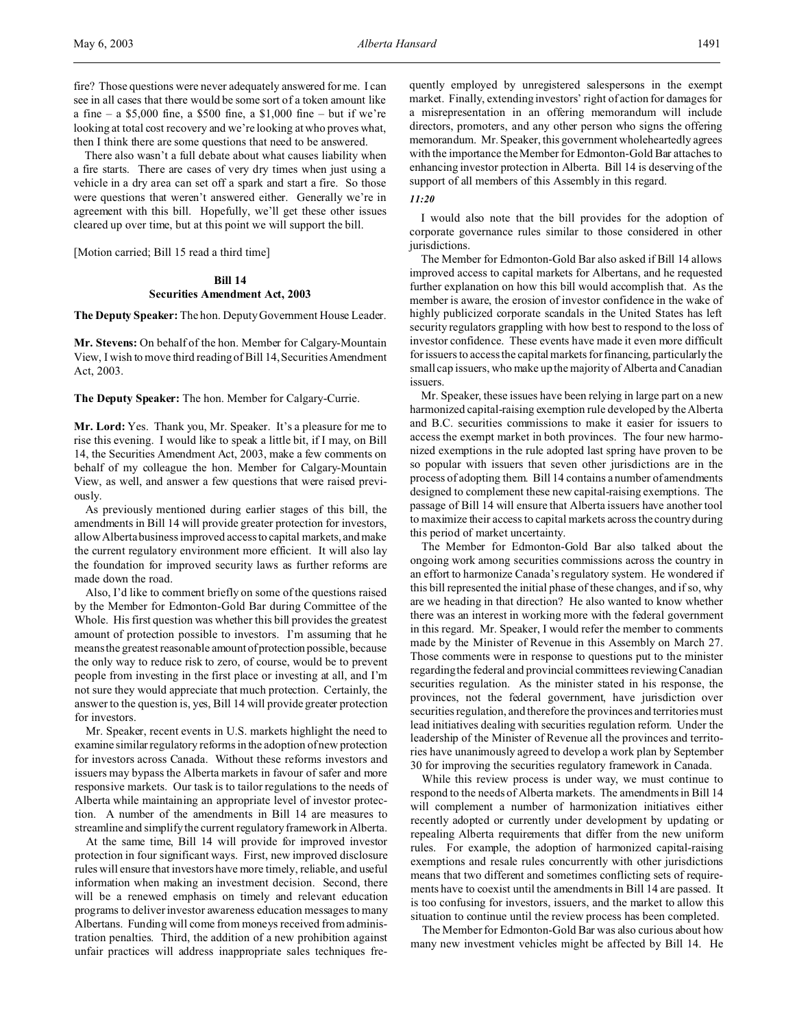fire? Those questions were never adequately answered for me. I can see in all cases that there would be some sort of a token amount like a fine – a $5,000 fine, a $500 fine, a $1,000 fine – but if we're looking at total cost recovery and we're looking at who proves what, then I think there are some questions that need to be answered.

There also wasn't a full debate about what causes liability when a fire starts. There are cases of very dry times when just using a vehicle in a dry area can set off a spark and start a fire. So those were questions that weren't answered either. Generally we're in agreement with this bill. Hopefully, we'll get these other issues cleared up over time, but at this point we will support the bill.

[Motion carried; Bill 15 read a third time]

### Bill 14
### Securities Amendment Act, 2003

**The Deputy Speaker:** The hon. Deputy Government House Leader.

**Mr. Stevens:** On behalf of the hon. Member for Calgary-Mountain View, I wish to move third reading of Bill 14, Securities Amendment Act, 2003.

**The Deputy Speaker:** The hon. Member for Calgary-Currie.

**Mr. Lord:** Yes. Thank you, Mr. Speaker. It's a pleasure for me to rise this evening. I would like to speak a little bit, if I may, on Bill 14, the Securities Amendment Act, 2003, make a few comments on behalf of my colleague the hon. Member for Calgary-Mountain View, as well, and answer a few questions that were raised previously.

As previously mentioned during earlier stages of this bill, the amendments in Bill 14 will provide greater protection for investors, allow Alberta business improved access to capital markets, and make the current regulatory environment more efficient. It will also lay the foundation for improved security laws as further reforms are made down the road.

Also, I'd like to comment briefly on some of the questions raised by the Member for Edmonton-Gold Bar during Committee of the Whole. His first question was whether this bill provides the greatest amount of protection possible to investors. I'm assuming that he means the greatest reasonable amount of protection possible, because the only way to reduce risk to zero, of course, would be to prevent people from investing in the first place or investing at all, and I'm not sure they would appreciate that much protection. Certainly, the answer to the question is, yes, Bill 14 will provide greater protection for investors.

Mr. Speaker, recent events in U.S. markets highlight the need to examine similar regulatory reforms in the adoption of new protection for investors across Canada. Without these reforms investors and issuers may bypass the Alberta markets in favour of safer and more responsive markets. Our task is to tailor regulations to the needs of Alberta while maintaining an appropriate level of investor protection. A number of the amendments in Bill 14 are measures to streamline and simplify the current regulatory framework in Alberta.

At the same time, Bill 14 will provide for improved investor protection in four significant ways. First, new improved disclosure rules will ensure that investors have more timely, reliable, and useful information when making an investment decision. Second, there will be a renewed emphasis on timely and relevant education programs to deliver investor awareness education messages to many Albertans. Funding will come from moneys received from administration penalties. Third, the addition of a new prohibition against unfair practices will address inappropriate sales techniques frequently employed by unregistered salespersons in the exempt market. Finally, extending investors' right of action for damages for a misrepresentation in an offering memorandum will include directors, promoters, and any other person who signs the offering memorandum. Mr. Speaker, this government wholeheartedly agrees with the importance the Member for Edmonton-Gold Bar attaches to enhancing investor protection in Alberta. Bill 14 is deserving of the support of all members of this Assembly in this regard.

*11:20*

I would also note that the bill provides for the adoption of corporate governance rules similar to those considered in other jurisdictions.

The Member for Edmonton-Gold Bar also asked if Bill 14 allows improved access to capital markets for Albertans, and he requested further explanation on how this bill would accomplish that. As the member is aware, the erosion of investor confidence in the wake of highly publicized corporate scandals in the United States has left security regulators grappling with how best to respond to the loss of investor confidence. These events have made it even more difficult for issuers to access the capital markets for financing, particularly the small cap issuers, who make up the majority of Alberta and Canadian issuers.

Mr. Speaker, these issues have been relying in large part on a new harmonized capital-raising exemption rule developed by the Alberta and B.C. securities commissions to make it easier for issuers to access the exempt market in both provinces. The four new harmonized exemptions in the rule adopted last spring have proven to be so popular with issuers that seven other jurisdictions are in the process of adopting them. Bill 14 contains a number of amendments designed to complement these new capital-raising exemptions. The passage of Bill 14 will ensure that Alberta issuers have another tool to maximize their access to capital markets across the country during this period of market uncertainty.

The Member for Edmonton-Gold Bar also talked about the ongoing work among securities commissions across the country in an effort to harmonize Canada's regulatory system. He wondered if this bill represented the initial phase of these changes, and if so, why are we heading in that direction? He also wanted to know whether there was an interest in working more with the federal government in this regard. Mr. Speaker, I would refer the member to comments made by the Minister of Revenue in this Assembly on March 27. Those comments were in response to questions put to the minister regarding the federal and provincial committees reviewing Canadian securities regulation. As the minister stated in his response, the provinces, not the federal government, have jurisdiction over securities regulation, and therefore the provinces and territories must lead initiatives dealing with securities regulation reform. Under the leadership of the Minister of Revenue all the provinces and territories have unanimously agreed to develop a work plan by September 30 for improving the securities regulatory framework in Canada.

While this review process is under way, we must continue to respond to the needs of Alberta markets. The amendments in Bill 14 will complement a number of harmonization initiatives either recently adopted or currently under development by updating or repealing Alberta requirements that differ from the new uniform rules. For example, the adoption of harmonized capital-raising exemptions and resale rules concurrently with other jurisdictions means that two different and sometimes conflicting sets of requirements have to coexist until the amendments in Bill 14 are passed. It is too confusing for investors, issuers, and the market to allow this situation to continue until the review process has been completed.

The Member for Edmonton-Gold Bar was also curious about how many new investment vehicles might be affected by Bill 14. He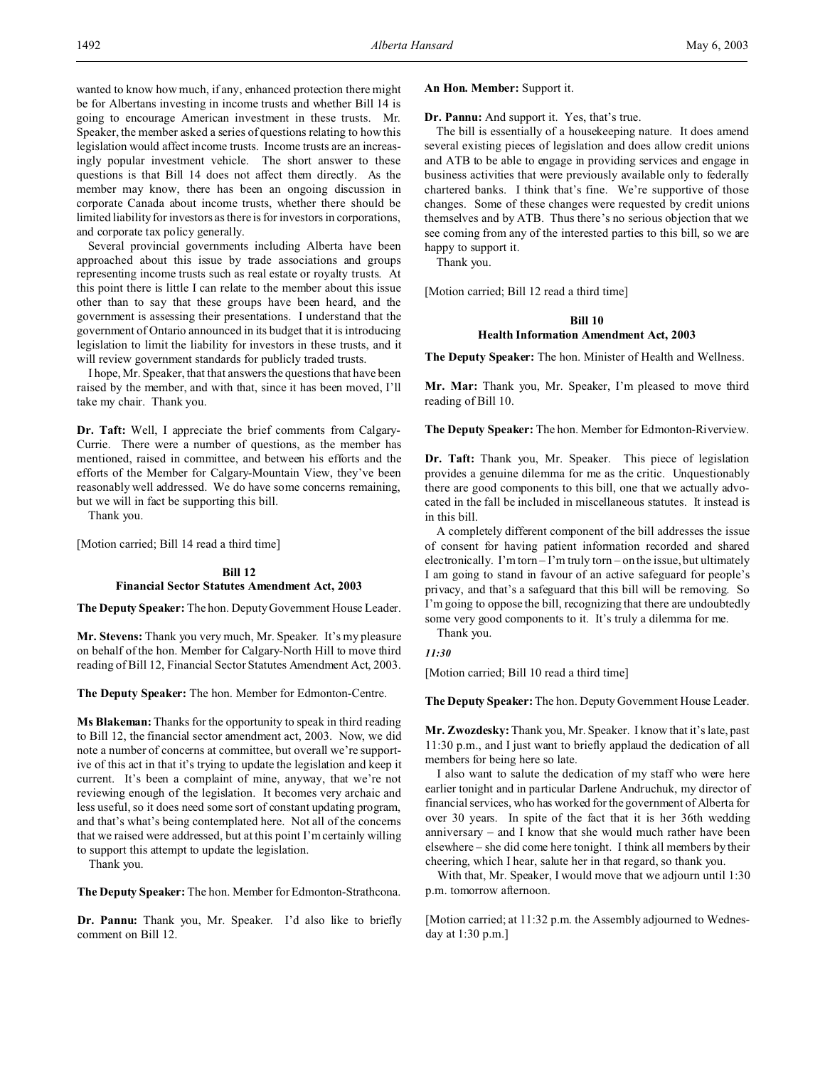wanted to know how much, if any, enhanced protection there might be for Albertans investing in income trusts and whether Bill 14 is going to encourage American investment in these trusts. Mr. Speaker, the member asked a series of questions relating to how this legislation would affect income trusts. Income trusts are an increasingly popular investment vehicle. The short answer to these questions is that Bill 14 does not affect them directly. As the member may know, there has been an ongoing discussion in corporate Canada about income trusts, whether there should be limited liability for investors as there is for investors in corporations, and corporate tax policy generally.

Several provincial governments including Alberta have been approached about this issue by trade associations and groups representing income trusts such as real estate or royalty trusts. At this point there is little I can relate to the member about this issue other than to say that these groups have been heard, and the government is assessing their presentations. I understand that the government of Ontario announced in its budget that it is introducing legislation to limit the liability for investors in these trusts, and it will review government standards for publicly traded trusts.

I hope, Mr. Speaker, that that answers the questions that have been raised by the member, and with that, since it has been moved, I'll take my chair. Thank you.

**Dr. Taft:** Well, I appreciate the brief comments from Calgary-Currie. There were a number of questions, as the member has mentioned, raised in committee, and between his efforts and the efforts of the Member for Calgary-Mountain View, they've been reasonably well addressed. We do have some concerns remaining, but we will in fact be supporting this bill.

Thank you.

[Motion carried; Bill 14 read a third time]

### Bill 12
### Financial Sector Statutes Amendment Act, 2003

**The Deputy Speaker:** The hon. Deputy Government House Leader.

**Mr. Stevens:** Thank you very much, Mr. Speaker. It's my pleasure on behalf of the hon. Member for Calgary-North Hill to move third reading of Bill 12, Financial Sector Statutes Amendment Act, 2003.

**The Deputy Speaker:** The hon. Member for Edmonton-Centre.

**Ms Blakeman:** Thanks for the opportunity to speak in third reading to Bill 12, the financial sector amendment act, 2003. Now, we did note a number of concerns at committee, but overall we're supportive of this act in that it's trying to update the legislation and keep it current. It's been a complaint of mine, anyway, that we're not reviewing enough of the legislation. It becomes very archaic and less useful, so it does need some sort of constant updating program, and that's what's being contemplated here. Not all of the concerns that we raised were addressed, but at this point I'm certainly willing to support this attempt to update the legislation.

Thank you.

**The Deputy Speaker:** The hon. Member for Edmonton-Strathcona.

**Dr. Pannu:** Thank you, Mr. Speaker. I'd also like to briefly comment on Bill 12.

**An Hon. Member:** Support it.

**Dr. Pannu:** And support it. Yes, that's true.

The bill is essentially of a housekeeping nature. It does amend several existing pieces of legislation and does allow credit unions and ATB to be able to engage in providing services and engage in business activities that were previously available only to federally chartered banks. I think that's fine. We're supportive of those changes. Some of these changes were requested by credit unions themselves and by ATB. Thus there's no serious objection that we see coming from any of the interested parties to this bill, so we are happy to support it.

Thank you.

[Motion carried; Bill 12 read a third time]

### Bill 10
### Health Information Amendment Act, 2003

**The Deputy Speaker:** The hon. Minister of Health and Wellness.

**Mr. Mar:** Thank you, Mr. Speaker, I'm pleased to move third reading of Bill 10.

**The Deputy Speaker:** The hon. Member for Edmonton-Riverview.

**Dr. Taft:** Thank you, Mr. Speaker. This piece of legislation provides a genuine dilemma for me as the critic. Unquestionably there are good components to this bill, one that we actually advocated in the fall be included in miscellaneous statutes. It instead is in this bill.

A completely different component of the bill addresses the issue of consent for having patient information recorded and shared electronically. I'm torn – I'm truly torn – on the issue, but ultimately I am going to stand in favour of an active safeguard for people's privacy, and that's a safeguard that this bill will be removing. So I'm going to oppose the bill, recognizing that there are undoubtedly some very good components to it. It's truly a dilemma for me.

Thank you.

*11:30*

[Motion carried; Bill 10 read a third time]

**The Deputy Speaker:** The hon. Deputy Government House Leader.

**Mr. Zwozdesky:** Thank you, Mr. Speaker. I know that it's late, past 11:30 p.m., and I just want to briefly applaud the dedication of all members for being here so late.

I also want to salute the dedication of my staff who were here earlier tonight and in particular Darlene Andruchuk, my director of financial services, who has worked for the government of Alberta for over 30 years. In spite of the fact that it is her 36th wedding anniversary – and I know that she would much rather have been elsewhere – she did come here tonight. I think all members by their cheering, which I hear, salute her in that regard, so thank you.

With that, Mr. Speaker, I would move that we adjourn until 1:30 p.m. tomorrow afternoon.

[Motion carried; at 11:32 p.m. the Assembly adjourned to Wednesday at 1:30 p.m.]